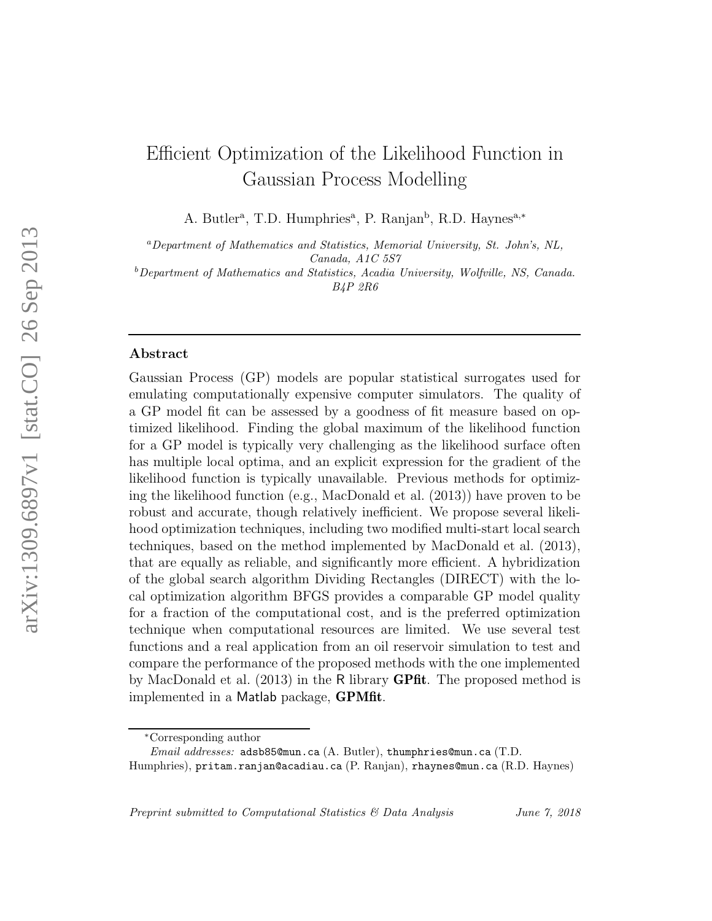# Efficient Optimization of the Likelihood Function in Gaussian Process Modelling

A. Butler[a], T.D. Humphries[a], P. Ranjan[b], R.D. Haynes[a,*]

[a]*Department of Mathematics and Statistics, Memorial University, St. John's, NL, Canada, A1C 5S7*

[b]*Department of Mathematics and Statistics, Acadia University, Wolfville, NS, Canada. B4P 2R6*

---

## Abstract

Gaussian Process (GP) models are popular statistical surrogates used for emulating computationally expensive computer simulators. The quality of a GP model fit can be assessed by a goodness of fit measure based on optimized likelihood. Finding the global maximum of the likelihood function for a GP model is typically very challenging as the likelihood surface often has multiple local optima, and an explicit expression for the gradient of the likelihood function is typically unavailable. Previous methods for optimizing the likelihood function (e.g., MacDonald et al. (2013)) have proven to be robust and accurate, though relatively inefficient. We propose several likelihood optimization techniques, including two modified multi-start local search techniques, based on the method implemented by MacDonald et al. (2013), that are equally as reliable, and significantly more efficient. A hybridization of the global search algorithm Dividing Rectangles (DIRECT) with the local optimization algorithm BFGS provides a comparable GP model quality for a fraction of the computational cost, and is the preferred optimization technique when computational resources are limited. We use several test functions and a real application from an oil reservoir simulation to test and compare the performance of the proposed methods with the one implemented by MacDonald et al. (2013) in the R library **GPfit**. The proposed method is implemented in a Matlab package, **GPMfit**.

---

[*]Corresponding author

*Email addresses:* adsb85@mun.ca (A. Butler), thumphries@mun.ca (T.D. Humphries), pritam.ranjan@acadiau.ca (P. Ranjan), rhaynes@mun.ca (R.D. Haynes)

*Preprint submitted to Computational Statistics & Data Analysis* *June 7, 2018*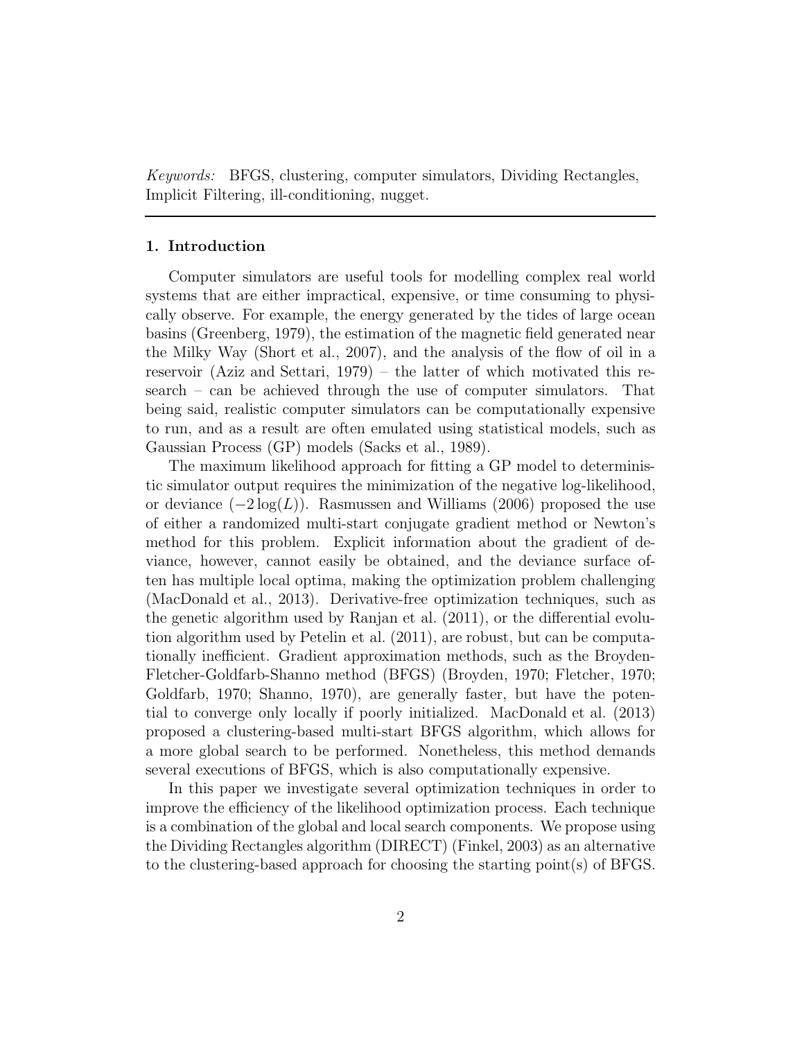*Keywords:* BFGS, clustering, computer simulators, Dividing Rectangles, Implicit Filtering, ill-conditioning, nugget.

## 1. Introduction

Computer simulators are useful tools for modelling complex real world systems that are either impractical, expensive, or time consuming to physically observe. For example, the energy generated by the tides of large ocean basins (Greenberg, 1979), the estimation of the magnetic field generated near the Milky Way (Short et al., 2007), and the analysis of the flow of oil in a reservoir (Aziz and Settari, 1979) – the latter of which motivated this research – can be achieved through the use of computer simulators. That being said, realistic computer simulators can be computationally expensive to run, and as a result are often emulated using statistical models, such as Gaussian Process (GP) models (Sacks et al., 1989).

The maximum likelihood approach for fitting a GP model to deterministic simulator output requires the minimization of the negative log-likelihood, or deviance ($-2\log(L)$). Rasmussen and Williams (2006) proposed the use of either a randomized multi-start conjugate gradient method or Newton's method for this problem. Explicit information about the gradient of deviance, however, cannot easily be obtained, and the deviance surface often has multiple local optima, making the optimization problem challenging (MacDonald et al., 2013). Derivative-free optimization techniques, such as the genetic algorithm used by Ranjan et al. (2011), or the differential evolution algorithm used by Petelin et al. (2011), are robust, but can be computationally inefficient. Gradient approximation methods, such as the Broyden-Fletcher-Goldfarb-Shanno method (BFGS) (Broyden, 1970; Fletcher, 1970; Goldfarb, 1970; Shanno, 1970), are generally faster, but have the potential to converge only locally if poorly initialized. MacDonald et al. (2013) proposed a clustering-based multi-start BFGS algorithm, which allows for a more global search to be performed. Nonetheless, this method demands several executions of BFGS, which is also computationally expensive.

In this paper we investigate several optimization techniques in order to improve the efficiency of the likelihood optimization process. Each technique is a combination of the global and local search components. We propose using the Dividing Rectangles algorithm (DIRECT) (Finkel, 2003) as an alternative to the clustering-based approach for choosing the starting point(s) of BFGS.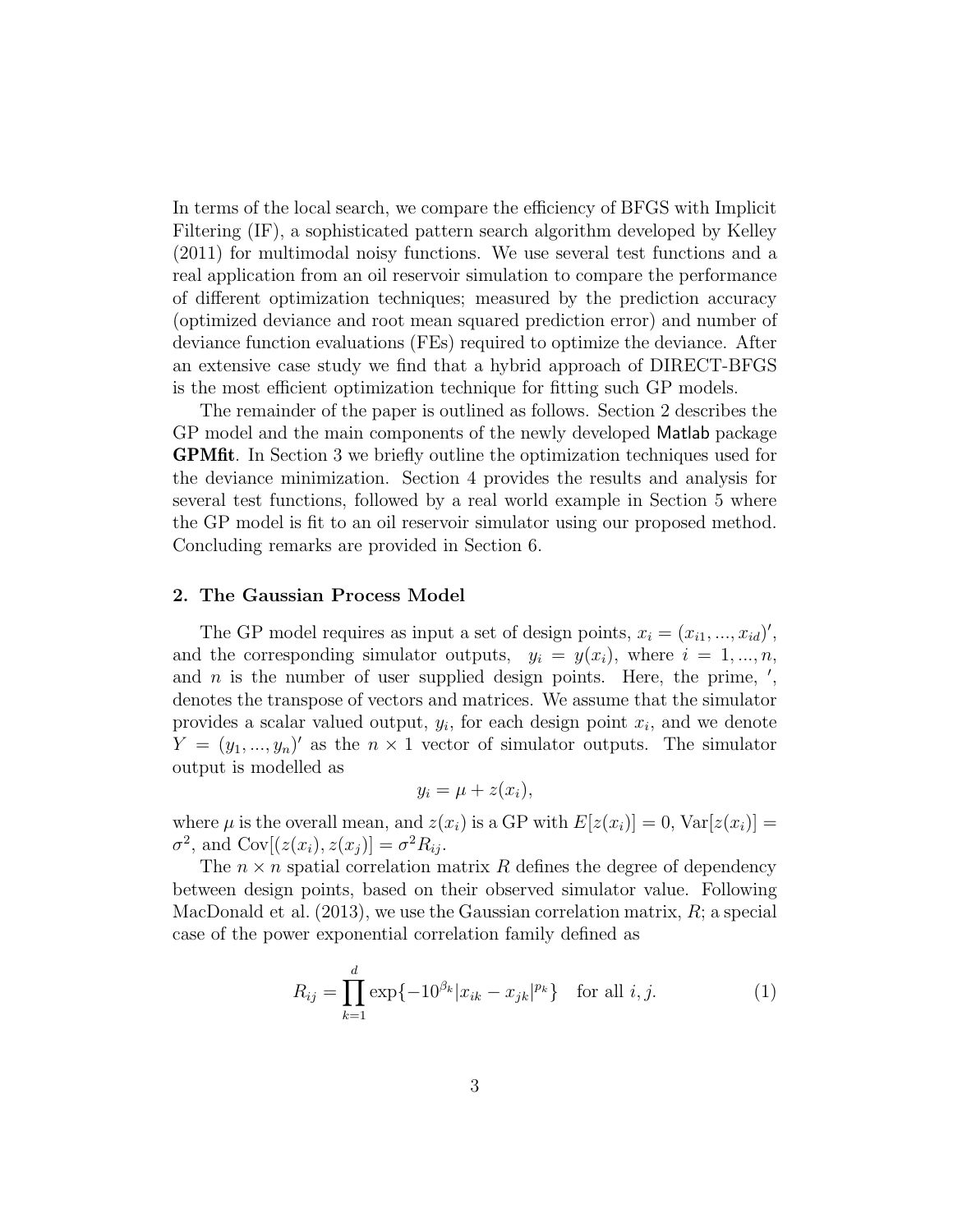In terms of the local search, we compare the efficiency of BFGS with Implicit Filtering (IF), a sophisticated pattern search algorithm developed by Kelley (2011) for multimodal noisy functions. We use several test functions and a real application from an oil reservoir simulation to compare the performance of different optimization techniques; measured by the prediction accuracy (optimized deviance and root mean squared prediction error) and number of deviance function evaluations (FEs) required to optimize the deviance. After an extensive case study we find that a hybrid approach of DIRECT-BFGS is the most efficient optimization technique for fitting such GP models.

The remainder of the paper is outlined as follows. Section 2 describes the GP model and the main components of the newly developed Matlab package **GPMfit**. In Section 3 we briefly outline the optimization techniques used for the deviance minimization. Section 4 provides the results and analysis for several test functions, followed by a real world example in Section 5 where the GP model is fit to an oil reservoir simulator using our proposed method. Concluding remarks are provided in Section 6.

## 2. The Gaussian Process Model

The GP model requires as input a set of design points, $x_i = (x_{i1}, ..., x_{id})'$, and the corresponding simulator outputs, $y_i = y(x_i)$, where $i = 1, ..., n$, and $n$ is the number of user supplied design points. Here, the prime, $'$, denotes the transpose of vectors and matrices. We assume that the simulator provides a scalar valued output, $y_i$, for each design point $x_i$, and we denote $Y = (y_1, ..., y_n)'$ as the $n \times 1$ vector of simulator outputs. The simulator output is modelled as

$$y_i = \mu + z(x_i),$$

where $\mu$ is the overall mean, and $z(x_i)$ is a GP with $E[z(x_i)] = 0$, $\text{Var}[z(x_i)] = \sigma^2$, and $\text{Cov}[(z(x_i), z(x_j)] = \sigma^2 R_{ij}$.

The $n \times n$ spatial correlation matrix $R$ defines the degree of dependency between design points, based on their observed simulator value. Following MacDonald et al. (2013), we use the Gaussian correlation matrix, $R$; a special case of the power exponential correlation family defined as

$$R_{ij} = \prod_{k=1}^{d} \exp\{-10^{\beta_k}|x_{ik} - x_{jk}|^{p_k}\} \quad \text{for all } i, j. \tag{1}$$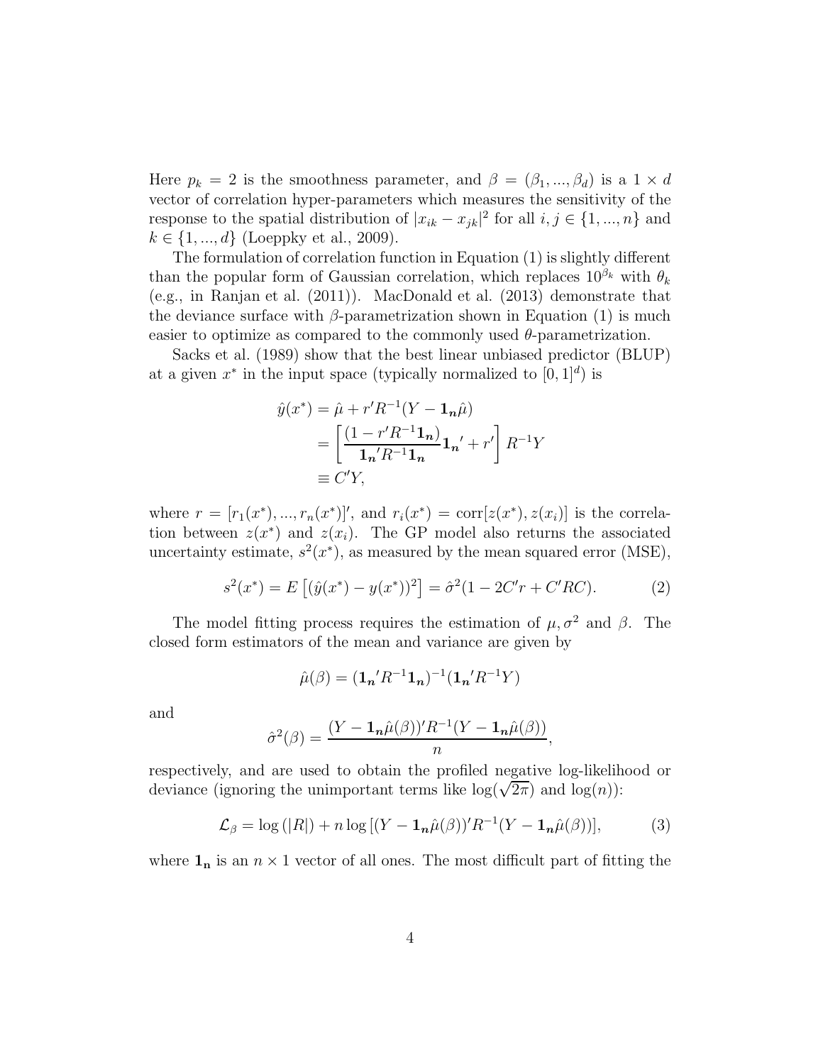Here $p_k = 2$ is the smoothness parameter, and $\beta = (\beta_1, ..., \beta_d)$ is a $1 \times d$ vector of correlation hyper-parameters which measures the sensitivity of the response to the spatial distribution of $|x_{ik} - x_{jk}|^2$ for all $i, j \in \{1, ..., n\}$ and $k \in \{1, ..., d\}$ (Loeppky et al., 2009).

The formulation of correlation function in Equation (1) is slightly different than the popular form of Gaussian correlation, which replaces $10^{\beta_k}$ with $\theta_k$ (e.g., in Ranjan et al. (2011)). MacDonald et al. (2013) demonstrate that the deviance surface with $\beta$-parametrization shown in Equation (1) is much easier to optimize as compared to the commonly used $\theta$-parametrization.

Sacks et al. (1989) show that the best linear unbiased predictor (BLUP) at a given $x^*$ in the input space (typically normalized to $[0, 1]^d$) is

$$
\begin{aligned}
\hat{y}(x^*) &= \hat{\mu} + r'R^{-1}(Y - \mathbf{1_n}\hat{\mu}) \\
&= \left[ \frac{(1 - r'R^{-1}\mathbf{1_n})}{\mathbf{1_n}'R^{-1}\mathbf{1_n}} \mathbf{1_n}' + r' \right] R^{-1}Y \\
&\equiv C'Y,
\end{aligned}
$$

where $r = [r_1(x^*), ..., r_n(x^*)]'$, and $r_i(x^*) = \text{corr}[z(x^*), z(x_i)]$ is the correlation between $z(x^*)$ and $z(x_i)$. The GP model also returns the associated uncertainty estimate, $s^2(x^*)$, as measured by the mean squared error (MSE),

$$
s^2(x^*) = E\left[(\hat{y}(x^*) - y(x^*))^2\right] = \hat{\sigma}^2(1 - 2C'r + C'RC). \tag{2}
$$

The model fitting process requires the estimation of $\mu, \sigma^2$ and $\beta$. The closed form estimators of the mean and variance are given by

$$
\hat{\mu}(\beta) = (\mathbf{1_n}'R^{-1}\mathbf{1_n})^{-1}(\mathbf{1_n}'R^{-1}Y)
$$

and

$$
\hat{\sigma}^2(\beta) = \frac{(Y - \mathbf{1_n}\hat{\mu}(\beta))'R^{-1}(Y - \mathbf{1_n}\hat{\mu}(\beta))}{n},
$$

respectively, and are used to obtain the profiled negative log-likelihood or deviance (ignoring the unimportant terms like $\log(\sqrt{2\pi})$ and $\log(n)$):

$$
\mathcal{L}_\beta = \log(|R|) + n \log[(Y - \mathbf{1_n}\hat{\mu}(\beta))'R^{-1}(Y - \mathbf{1_n}\hat{\mu}(\beta))], \tag{3}
$$

where $\mathbf{1_n}$ is an $n \times 1$ vector of all ones. The most difficult part of fitting the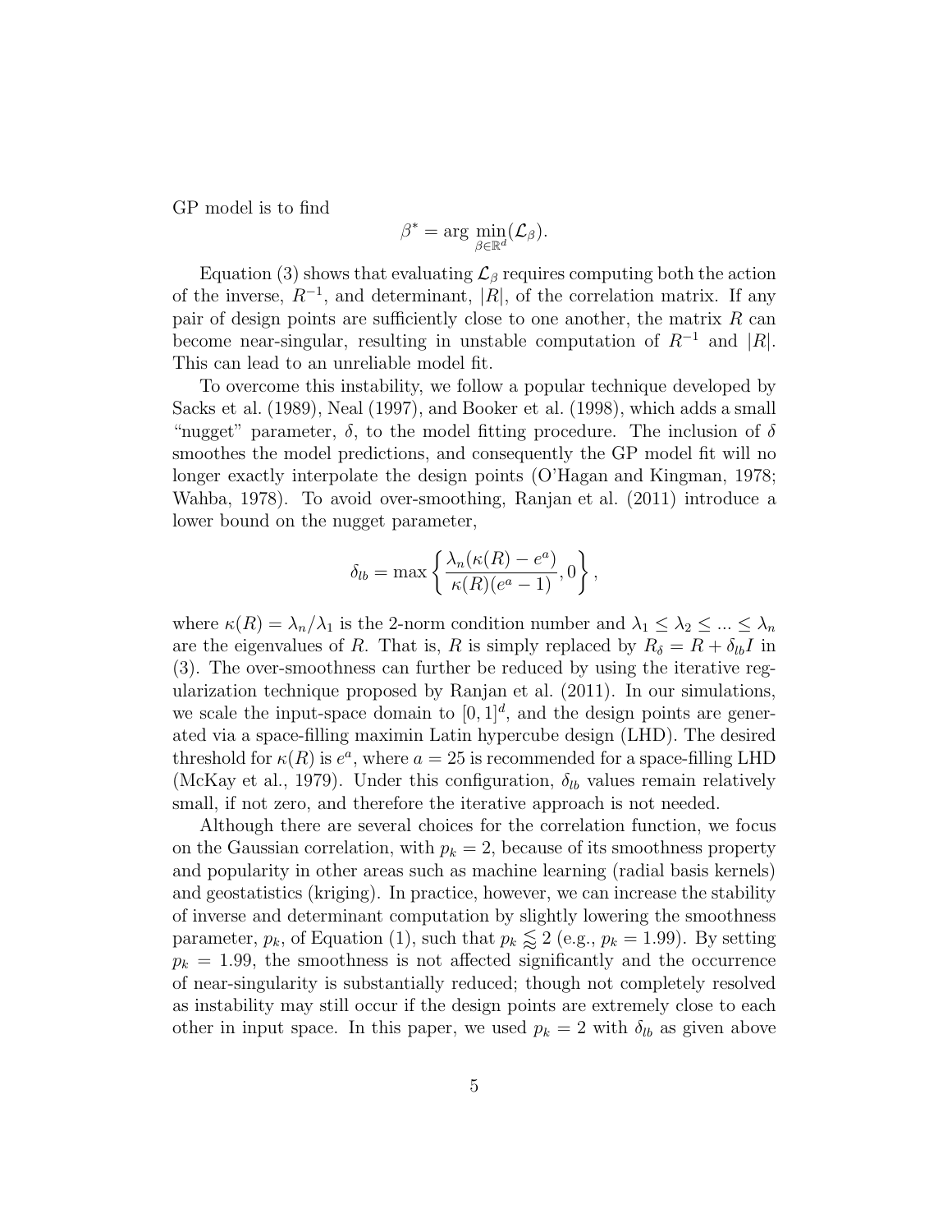GP model is to find

$$\beta^* = \arg\min_{\beta \in \mathbb{R}^d} (\mathcal{L}_\beta).$$

Equation (3) shows that evaluating $\mathcal{L}_\beta$ requires computing both the action of the inverse, $R^{-1}$, and determinant, $|R|$, of the correlation matrix. If any pair of design points are sufficiently close to one another, the matrix $R$ can become near-singular, resulting in unstable computation of $R^{-1}$ and $|R|$. This can lead to an unreliable model fit.

To overcome this instability, we follow a popular technique developed by Sacks et al. (1989), Neal (1997), and Booker et al. (1998), which adds a small "nugget" parameter, $\delta$, to the model fitting procedure. The inclusion of $\delta$ smoothes the model predictions, and consequently the GP model fit will no longer exactly interpolate the design points (O'Hagan and Kingman, 1978; Wahba, 1978). To avoid over-smoothing, Ranjan et al. (2011) introduce a lower bound on the nugget parameter,

$$\delta_{lb} = \max\left\{ \frac{\lambda_n(\kappa(R) - e^a)}{\kappa(R)(e^a - 1)}, 0 \right\},$$

where $\kappa(R) = \lambda_n/\lambda_1$ is the 2-norm condition number and $\lambda_1 \leq \lambda_2 \leq \ldots \leq \lambda_n$ are the eigenvalues of $R$. That is, $R$ is simply replaced by $R_\delta = R + \delta_{lb} I$ in (3). The over-smoothness can further be reduced by using the iterative regularization technique proposed by Ranjan et al. (2011). In our simulations, we scale the input-space domain to $[0, 1]^d$, and the design points are generated via a space-filling maximin Latin hypercube design (LHD). The desired threshold for $\kappa(R)$ is $e^a$, where $a = 25$ is recommended for a space-filling LHD (McKay et al., 1979). Under this configuration, $\delta_{lb}$ values remain relatively small, if not zero, and therefore the iterative approach is not needed.

Although there are several choices for the correlation function, we focus on the Gaussian correlation, with $p_k = 2$, because of its smoothness property and popularity in other areas such as machine learning (radial basis kernels) and geostatistics (kriging). In practice, however, we can increase the stability of inverse and determinant computation by slightly lowering the smoothness parameter, $p_k$, of Equation (1), such that $p_k \lessapprox 2$ (e.g., $p_k = 1.99$). By setting $p_k = 1.99$, the smoothness is not affected significantly and the occurrence of near-singularity is substantially reduced; though not completely resolved as instability may still occur if the design points are extremely close to each other in input space. In this paper, we used $p_k = 2$ with $\delta_{lb}$ as given above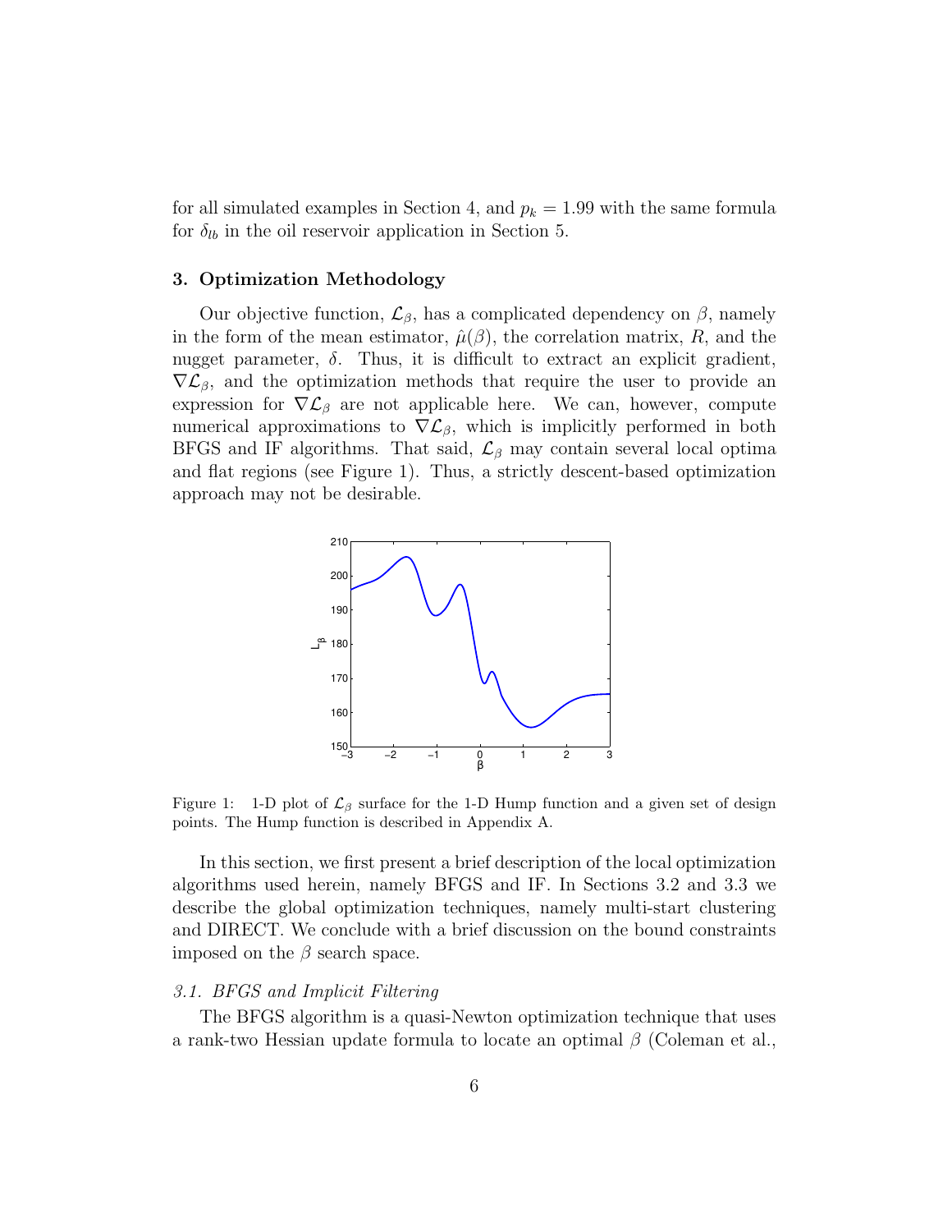for all simulated examples in Section 4, and $p_k = 1.99$ with the same formula for $\delta_{lb}$ in the oil reservoir application in Section 5.

## 3. Optimization Methodology

Our objective function, $\mathcal{L}_\beta$, has a complicated dependency on $\beta$, namely in the form of the mean estimator, $\hat{\mu}(\beta)$, the correlation matrix, $R$, and the nugget parameter, $\delta$. Thus, it is difficult to extract an explicit gradient, $\nabla\mathcal{L}_\beta$, and the optimization methods that require the user to provide an expression for $\nabla\mathcal{L}_\beta$ are not applicable here. We can, however, compute numerical approximations to $\nabla\mathcal{L}_\beta$, which is implicitly performed in both BFGS and IF algorithms. That said, $\mathcal{L}_\beta$ may contain several local optima and flat regions (see Figure 1). Thus, a strictly descent-based optimization approach may not be desirable.

Figure 1: 1-D plot of $\mathcal{L}_\beta$ surface for the 1-D Hump function and a given set of design points. The Hump function is described in Appendix A.

In this section, we first present a brief description of the local optimization algorithms used herein, namely BFGS and IF. In Sections 3.2 and 3.3 we describe the global optimization techniques, namely multi-start clustering and DIRECT. We conclude with a brief discussion on the bound constraints imposed on the $\beta$ search space.

### *3.1. BFGS and Implicit Filtering*

The BFGS algorithm is a quasi-Newton optimization technique that uses a rank-two Hessian update formula to locate an optimal $\beta$ (Coleman et al.,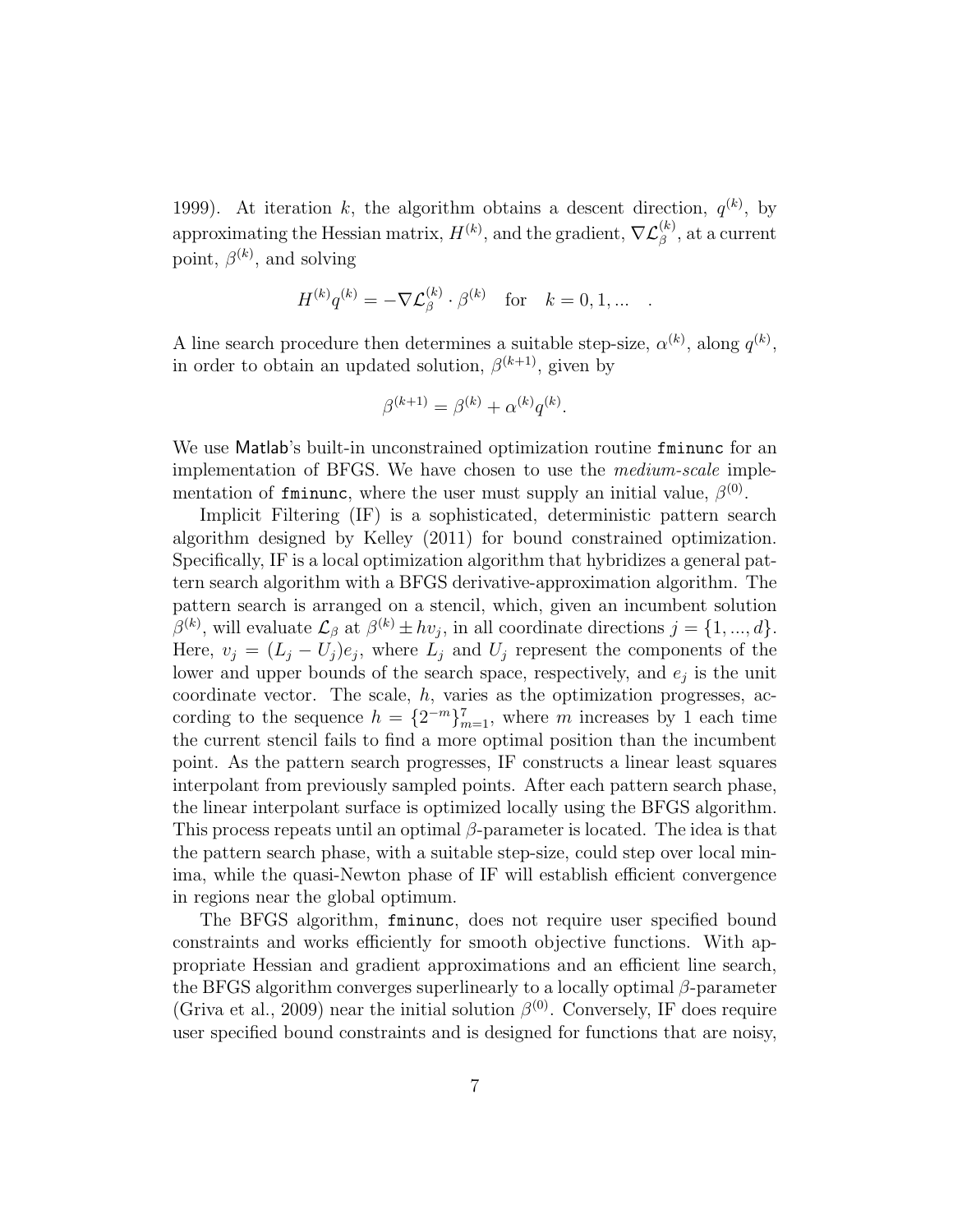1999). At iteration $k$, the algorithm obtains a descent direction, $q^{(k)}$, by approximating the Hessian matrix, $H^{(k)}$, and the gradient, $\nabla\mathcal{L}_\beta^{(k)}$, at a current point, $\beta^{(k)}$, and solving

$$H^{(k)}q^{(k)} = -\nabla\mathcal{L}_\beta^{(k)} \cdot \beta^{(k)} \quad \text{for} \quad k = 0, 1, ... \quad .$$

A line search procedure then determines a suitable step-size, $\alpha^{(k)}$, along $q^{(k)}$, in order to obtain an updated solution, $\beta^{(k+1)}$, given by

$$\beta^{(k+1)} = \beta^{(k)} + \alpha^{(k)}q^{(k)}.$$

We use Matlab's built-in unconstrained optimization routine `fminunc` for an implementation of BFGS. We have chosen to use the *medium-scale* implementation of `fminunc`, where the user must supply an initial value, $\beta^{(0)}$.

Implicit Filtering (IF) is a sophisticated, deterministic pattern search algorithm designed by Kelley (2011) for bound constrained optimization. Specifically, IF is a local optimization algorithm that hybridizes a general pattern search algorithm with a BFGS derivative-approximation algorithm. The pattern search is arranged on a stencil, which, given an incumbent solution $\beta^{(k)}$, will evaluate $\mathcal{L}_\beta$ at $\beta^{(k)} \pm hv_j$, in all coordinate directions $j = \{1, ..., d\}$. Here, $v_j = (L_j - U_j)e_j$, where $L_j$ and $U_j$ represent the components of the lower and upper bounds of the search space, respectively, and $e_j$ is the unit coordinate vector. The scale, $h$, varies as the optimization progresses, according to the sequence $h = \{2^{-m}\}_{m=1}^{7}$, where $m$ increases by 1 each time the current stencil fails to find a more optimal position than the incumbent point. As the pattern search progresses, IF constructs a linear least squares interpolant from previously sampled points. After each pattern search phase, the linear interpolant surface is optimized locally using the BFGS algorithm. This process repeats until an optimal $\beta$-parameter is located. The idea is that the pattern search phase, with a suitable step-size, could step over local minima, while the quasi-Newton phase of IF will establish efficient convergence in regions near the global optimum.

The BFGS algorithm, `fminunc`, does not require user specified bound constraints and works efficiently for smooth objective functions. With appropriate Hessian and gradient approximations and an efficient line search, the BFGS algorithm converges superlinearly to a locally optimal $\beta$-parameter (Griva et al., 2009) near the initial solution $\beta^{(0)}$. Conversely, IF does require user specified bound constraints and is designed for functions that are noisy,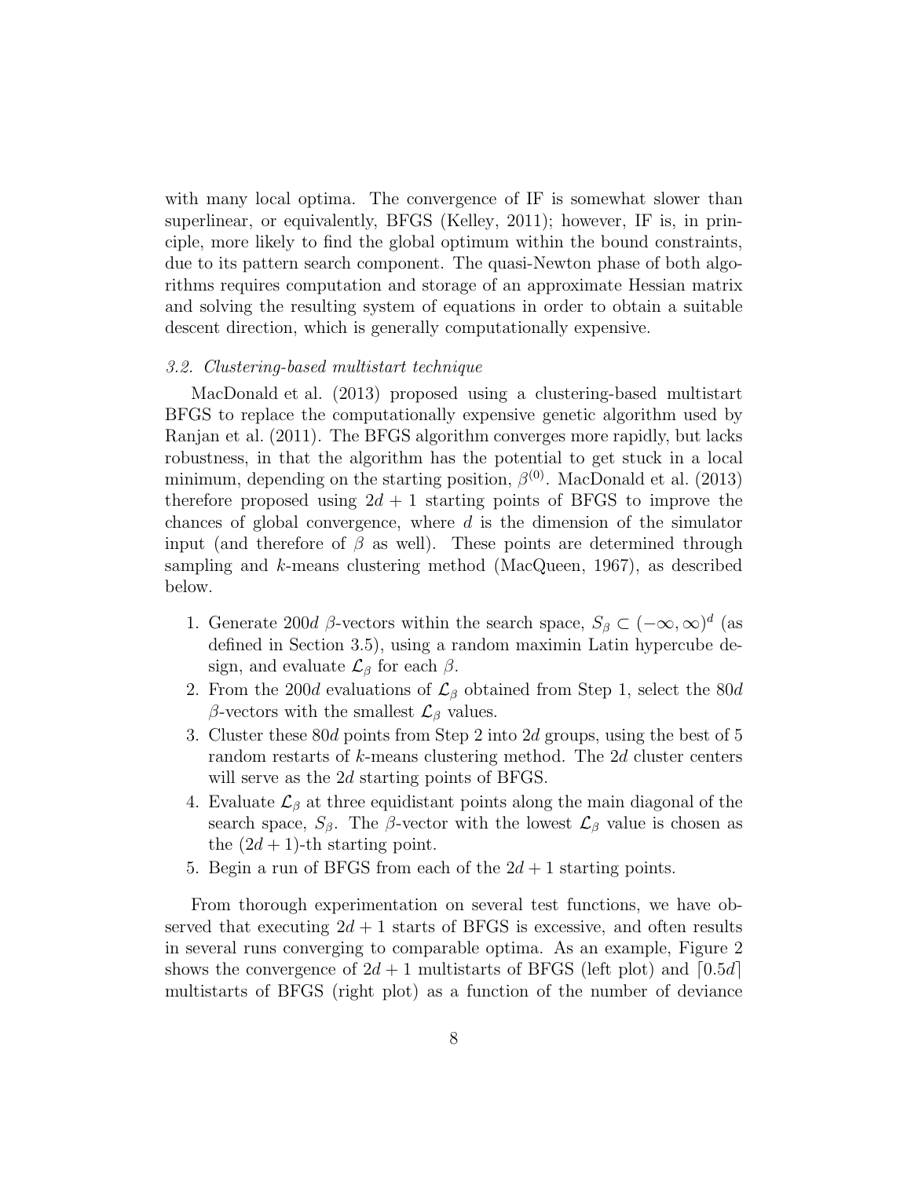with many local optima. The convergence of IF is somewhat slower than superlinear, or equivalently, BFGS (Kelley, 2011); however, IF is, in principle, more likely to find the global optimum within the bound constraints, due to its pattern search component. The quasi-Newton phase of both algorithms requires computation and storage of an approximate Hessian matrix and solving the resulting system of equations in order to obtain a suitable descent direction, which is generally computationally expensive.

### *3.2. Clustering-based multistart technique*

MacDonald et al. (2013) proposed using a clustering-based multistart BFGS to replace the computationally expensive genetic algorithm used by Ranjan et al. (2011). The BFGS algorithm converges more rapidly, but lacks robustness, in that the algorithm has the potential to get stuck in a local minimum, depending on the starting position, $\beta^{(0)}$. MacDonald et al. (2013) therefore proposed using $2d + 1$ starting points of BFGS to improve the chances of global convergence, where $d$ is the dimension of the simulator input (and therefore of $\beta$ as well). These points are determined through sampling and $k$-means clustering method (MacQueen, 1967), as described below.

1. Generate $200d$ $\beta$-vectors within the search space, $S_\beta \subset (-\infty, \infty)^d$ (as defined in Section 3.5), using a random maximin Latin hypercube design, and evaluate $\mathcal{L}_\beta$ for each $\beta$.
2. From the $200d$ evaluations of $\mathcal{L}_\beta$ obtained from Step 1, select the $80d$ $\beta$-vectors with the smallest $\mathcal{L}_\beta$ values.
3. Cluster these $80d$ points from Step 2 into $2d$ groups, using the best of 5 random restarts of $k$-means clustering method. The $2d$ cluster centers will serve as the $2d$ starting points of BFGS.
4. Evaluate $\mathcal{L}_\beta$ at three equidistant points along the main diagonal of the search space, $S_\beta$. The $\beta$-vector with the lowest $\mathcal{L}_\beta$ value is chosen as the $(2d + 1)$-th starting point.
5. Begin a run of BFGS from each of the $2d + 1$ starting points.

From thorough experimentation on several test functions, we have observed that executing $2d + 1$ starts of BFGS is excessive, and often results in several runs converging to comparable optima. As an example, Figure 2 shows the convergence of $2d + 1$ multistarts of BFGS (left plot) and $\lceil 0.5d \rceil$ multistarts of BFGS (right plot) as a function of the number of deviance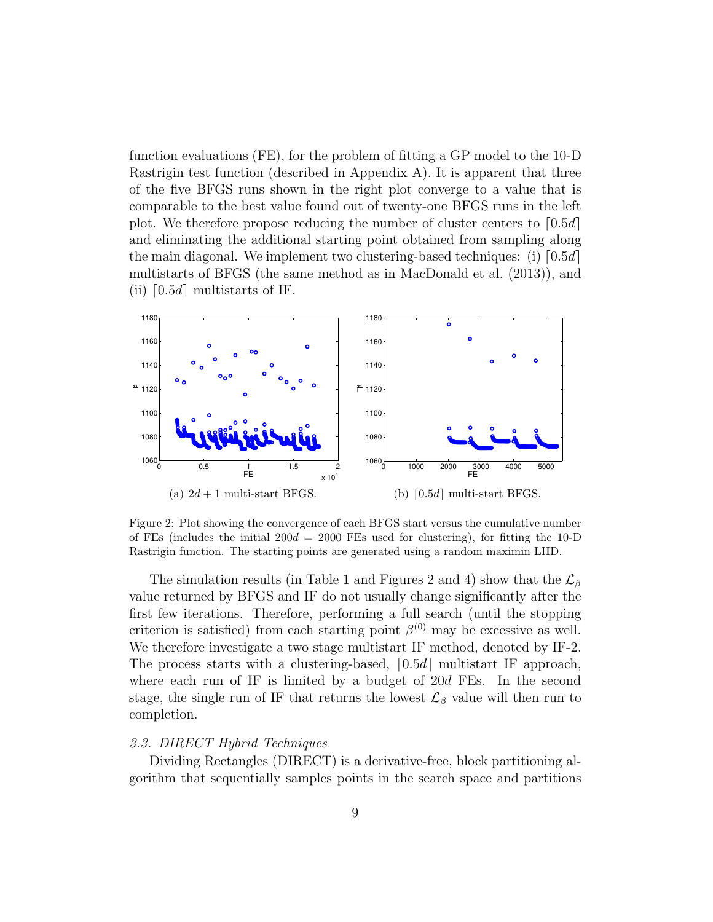function evaluations (FE), for the problem of fitting a GP model to the 10-D Rastrigin test function (described in Appendix A). It is apparent that three of the five BFGS runs shown in the right plot converge to a value that is comparable to the best value found out of twenty-one BFGS runs in the left plot. We therefore propose reducing the number of cluster centers to $\lceil 0.5d \rceil$ and eliminating the additional starting point obtained from sampling along the main diagonal. We implement two clustering-based techniques: (i) $\lceil 0.5d \rceil$ multistarts of BFGS (the same method as in MacDonald et al. (2013)), and (ii) $\lceil 0.5d \rceil$ multistarts of IF.

(a) $2d + 1$ multi-start BFGS.

(b) $\lceil 0.5d \rceil$ multi-start BFGS.

Figure 2: Plot showing the convergence of each BFGS start versus the cumulative number of FEs (includes the initial $200d = 2000$ FEs used for clustering), for fitting the 10-D Rastrigin function. The starting points are generated using a random maximin LHD.

The simulation results (in Table 1 and Figures 2 and 4) show that the $\mathcal{L}_\beta$ value returned by BFGS and IF do not usually change significantly after the first few iterations. Therefore, performing a full search (until the stopping criterion is satisfied) from each starting point $\beta^{(0)}$ may be excessive as well. We therefore investigate a two stage multistart IF method, denoted by IF-2. The process starts with a clustering-based, $\lceil 0.5d \rceil$ multistart IF approach, where each run of IF is limited by a budget of $20d$ FEs. In the second stage, the single run of IF that returns the lowest $\mathcal{L}_\beta$ value will then run to completion.

### *3.3. DIRECT Hybrid Techniques*

Dividing Rectangles (DIRECT) is a derivative-free, block partitioning algorithm that sequentially samples points in the search space and partitions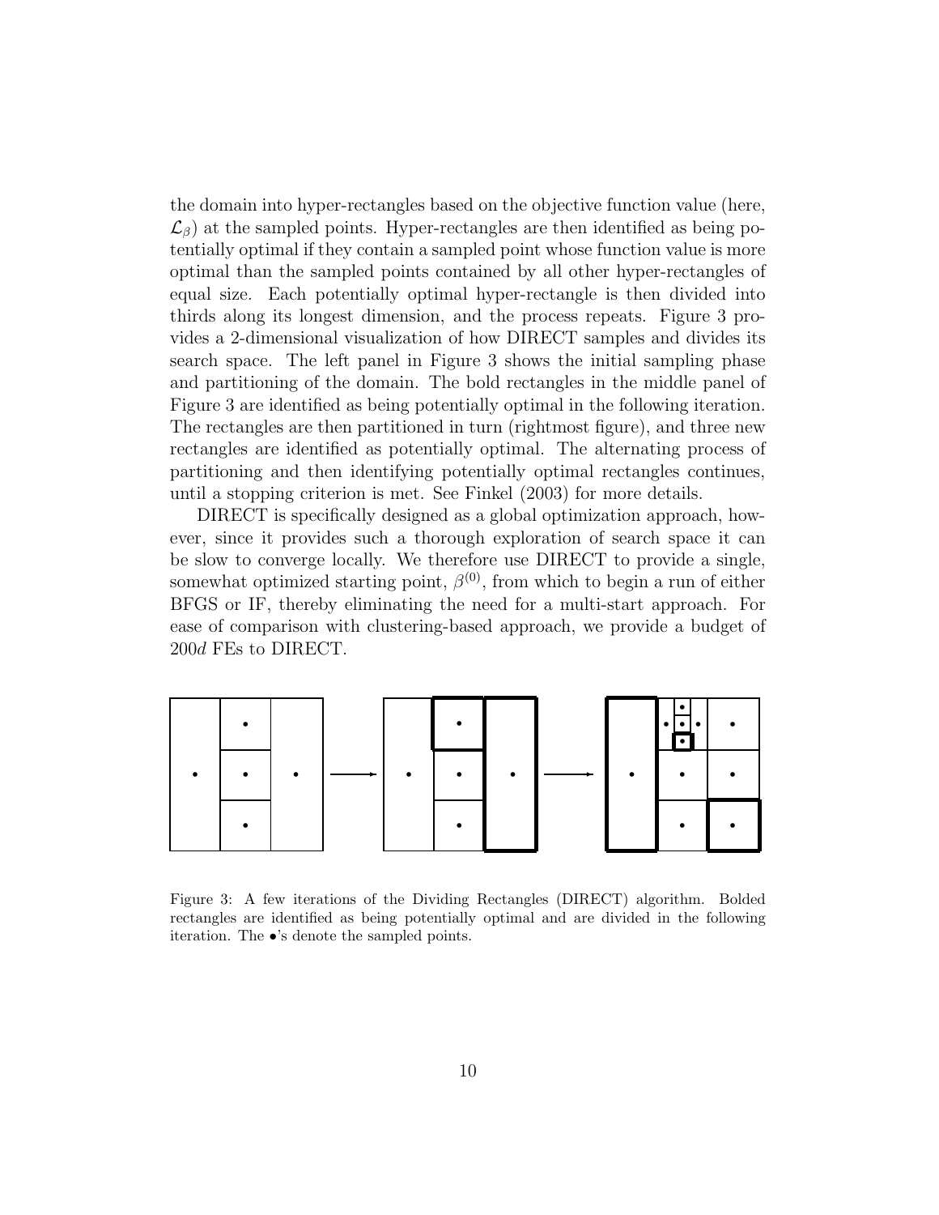the domain into hyper-rectangles based on the objective function value (here, $\mathcal{L}_\beta$) at the sampled points. Hyper-rectangles are then identified as being potentially optimal if they contain a sampled point whose function value is more optimal than the sampled points contained by all other hyper-rectangles of equal size. Each potentially optimal hyper-rectangle is then divided into thirds along its longest dimension, and the process repeats. Figure 3 provides a 2-dimensional visualization of how DIRECT samples and divides its search space. The left panel in Figure 3 shows the initial sampling phase and partitioning of the domain. The bold rectangles in the middle panel of Figure 3 are identified as being potentially optimal in the following iteration. The rectangles are then partitioned in turn (rightmost figure), and three new rectangles are identified as potentially optimal. The alternating process of partitioning and then identifying potentially optimal rectangles continues, until a stopping criterion is met. See Finkel (2003) for more details.

DIRECT is specifically designed as a global optimization approach, however, since it provides such a thorough exploration of search space it can be slow to converge locally. We therefore use DIRECT to provide a single, somewhat optimized starting point, $\beta^{(0)}$, from which to begin a run of either BFGS or IF, thereby eliminating the need for a multi-start approach. For ease of comparison with clustering-based approach, we provide a budget of $200d$ FEs to DIRECT.

Figure 3: A few iterations of the Dividing Rectangles (DIRECT) algorithm. Bolded rectangles are identified as being potentially optimal and are divided in the following iteration. The $\bullet$'s denote the sampled points.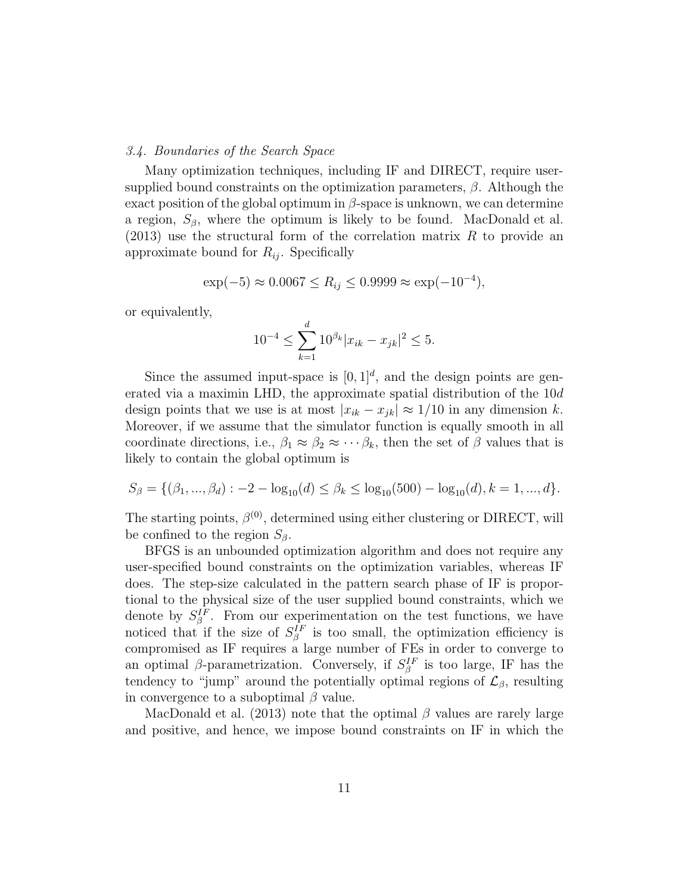### 3.4. Boundaries of the Search Space

Many optimization techniques, including IF and DIRECT, require user-supplied bound constraints on the optimization parameters, $\beta$. Although the exact position of the global optimum in $\beta$-space is unknown, we can determine a region, $S_\beta$, where the optimum is likely to be found. MacDonald et al. (2013) use the structural form of the correlation matrix $R$ to provide an approximate bound for $R_{ij}$. Specifically

$$\exp(-5) \approx 0.0067 \le R_{ij} \le 0.9999 \approx \exp(-10^{-4}),$$

or equivalently,

$$10^{-4} \le \sum_{k=1}^{d} 10^{\beta_k} |x_{ik} - x_{jk}|^2 \le 5.$$

Since the assumed input-space is $[0,1]^d$, and the design points are generated via a maximin LHD, the approximate spatial distribution of the $10d$ design points that we use is at most $|x_{ik} - x_{jk}| \approx 1/10$ in any dimension $k$. Moreover, if we assume that the simulator function is equally smooth in all coordinate directions, i.e., $\beta_1 \approx \beta_2 \approx \cdots \beta_k$, then the set of $\beta$ values that is likely to contain the global optimum is

$$S_\beta = \{(\beta_1, ..., \beta_d) : -2 - \log_{10}(d) \le \beta_k \le \log_{10}(500) - \log_{10}(d), k = 1, ..., d\}.$$

The starting points, $\beta^{(0)}$, determined using either clustering or DIRECT, will be confined to the region $S_\beta$.

BFGS is an unbounded optimization algorithm and does not require any user-specified bound constraints on the optimization variables, whereas IF does. The step-size calculated in the pattern search phase of IF is proportional to the physical size of the user supplied bound constraints, which we denote by $S_\beta^{IF}$. From our experimentation on the test functions, we have noticed that if the size of $S_\beta^{IF}$ is too small, the optimization efficiency is compromised as IF requires a large number of FEs in order to converge to an optimal $\beta$-parametrization. Conversely, if $S_\beta^{IF}$ is too large, IF has the tendency to "jump" around the potentially optimal regions of $\mathcal{L}_\beta$, resulting in convergence to a suboptimal $\beta$ value.

MacDonald et al. (2013) note that the optimal $\beta$ values are rarely large and positive, and hence, we impose bound constraints on IF in which the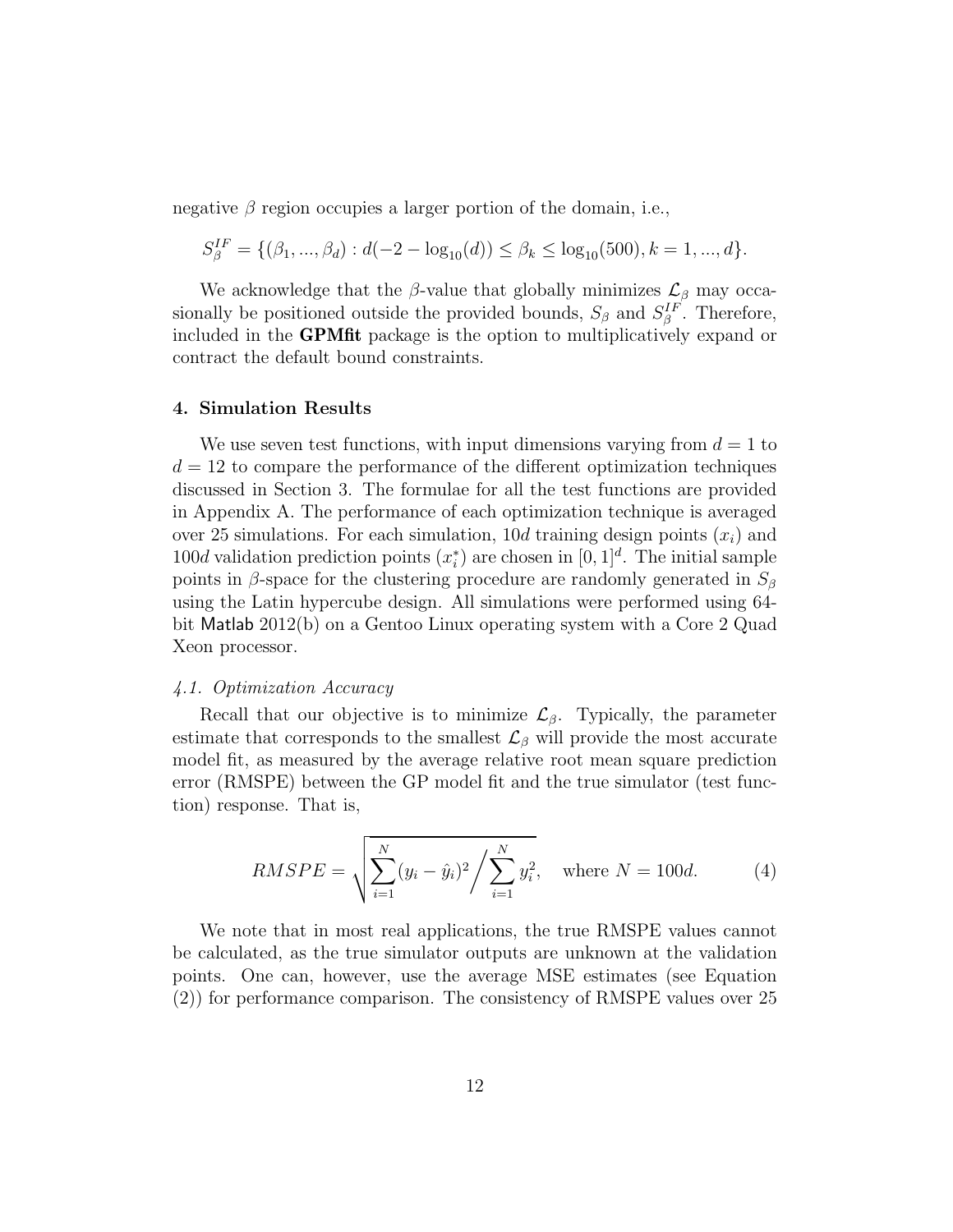negative $\beta$ region occupies a larger portion of the domain, i.e.,

$$S_\beta^{IF} = \{(\beta_1, ..., \beta_d) : d(-2 - \log_{10}(d)) \leq \beta_k \leq \log_{10}(500), k = 1, ..., d\}.$$

We acknowledge that the $\beta$-value that globally minimizes $\mathcal{L}_\beta$ may occasionally be positioned outside the provided bounds, $S_\beta$ and $S_\beta^{IF}$. Therefore, included in the **GPMfit** package is the option to multiplicatively expand or contract the default bound constraints.

## 4. Simulation Results

We use seven test functions, with input dimensions varying from $d = 1$ to $d = 12$ to compare the performance of the different optimization techniques discussed in Section 3. The formulae for all the test functions are provided in Appendix A. The performance of each optimization technique is averaged over 25 simulations. For each simulation, $10d$ training design points ($x_i$) and $100d$ validation prediction points ($x_i^*$) are chosen in $[0, 1]^d$. The initial sample points in $\beta$-space for the clustering procedure are randomly generated in $S_\beta$ using the Latin hypercube design. All simulations were performed using 64-bit Matlab 2012(b) on a Gentoo Linux operating system with a Core 2 Quad Xeon processor.

### *4.1. Optimization Accuracy*

Recall that our objective is to minimize $\mathcal{L}_\beta$. Typically, the parameter estimate that corresponds to the smallest $\mathcal{L}_\beta$ will provide the most accurate model fit, as measured by the average relative root mean square prediction error (RMSPE) between the GP model fit and the true simulator (test function) response. That is,

$$RMSPE = \sqrt{\sum_{i=1}^{N} (y_i - \hat{y}_i)^2 \Big/ \sum_{i=1}^{N} y_i^2}, \quad \text{where } N = 100d. \tag{4}$$

We note that in most real applications, the true RMSPE values cannot be calculated, as the true simulator outputs are unknown at the validation points. One can, however, use the average MSE estimates (see Equation (2)) for performance comparison. The consistency of RMSPE values over 25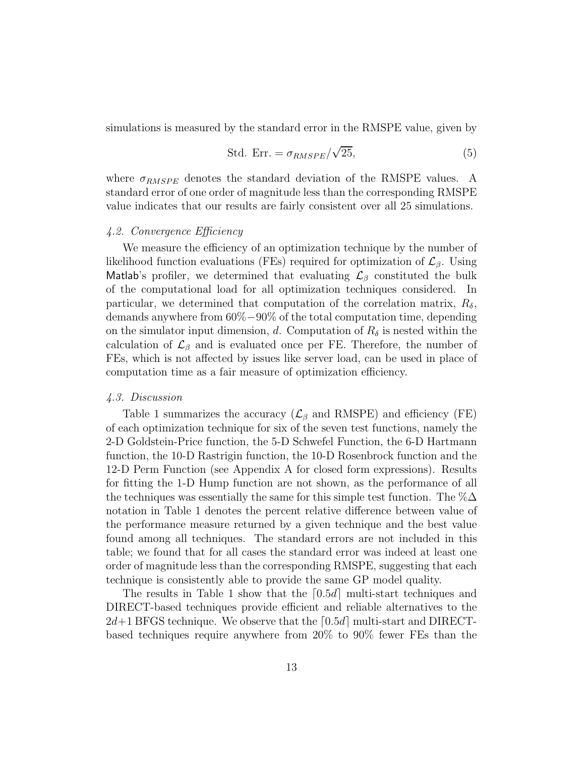simulations is measured by the standard error in the RMSPE value, given by

$$\text{Std. Err.} = \sigma_{RMSPE}/\sqrt{25}, \tag{5}$$

where $\sigma_{RMSPE}$ denotes the standard deviation of the RMSPE values. A standard error of one order of magnitude less than the corresponding RMSPE value indicates that our results are fairly consistent over all 25 simulations.

### *4.2. Convergence Efficiency*

We measure the efficiency of an optimization technique by the number of likelihood function evaluations (FEs) required for optimization of $\mathcal{L}_\beta$. Using Matlab's profiler, we determined that evaluating $\mathcal{L}_\beta$ constituted the bulk of the computational load for all optimization techniques considered. In particular, we determined that computation of the correlation matrix, $R_\delta$, demands anywhere from $60\% - 90\%$ of the total computation time, depending on the simulator input dimension, $d$. Computation of $R_\delta$ is nested within the calculation of $\mathcal{L}_\beta$ and is evaluated once per FE. Therefore, the number of FEs, which is not affected by issues like server load, can be used in place of computation time as a fair measure of optimization efficiency.

### *4.3. Discussion*

Table 1 summarizes the accuracy ($\mathcal{L}_\beta$ and RMSPE) and efficiency (FE) of each optimization technique for six of the seven test functions, namely the 2-D Goldstein-Price function, the 5-D Schwefel Function, the 6-D Hartmann function, the 10-D Rastrigin function, the 10-D Rosenbrock function and the 12-D Perm Function (see Appendix A for closed form expressions). Results for fitting the 1-D Hump function are not shown, as the performance of all the techniques was essentially the same for this simple test function. The $\%\Delta$ notation in Table 1 denotes the percent relative difference between value of the performance measure returned by a given technique and the best value found among all techniques. The standard errors are not included in this table; we found that for all cases the standard error was indeed at least one order of magnitude less than the corresponding RMSPE, suggesting that each technique is consistently able to provide the same GP model quality.

The results in Table 1 show that the $\lceil 0.5d \rceil$ multi-start techniques and DIRECT-based techniques provide efficient and reliable alternatives to the $2d+1$ BFGS technique. We observe that the $\lceil 0.5d \rceil$ multi-start and DIRECT-based techniques require anywhere from 20% to 90% fewer FEs than the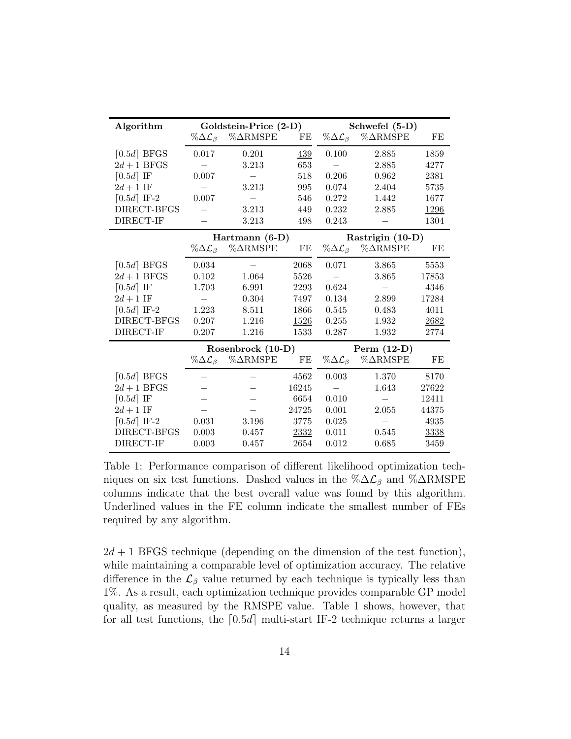| Algorithm | Goldstein-Price (2-D) | | | Schwefel (5-D) | | |
|---|---|---|---|---|---|---|
| | $\%\Delta\mathcal{L}_\beta$ | %ΔRMSPE | FE | $\%\Delta\mathcal{L}_\beta$ | %ΔRMSPE | FE |
| $\lceil 0.5d \rceil$ BFGS | 0.017 | 0.201 | <u>439</u> | 0.100 | 2.885 | 1859 |
| $2d+1$ BFGS | – | 3.213 | 653 | – | 2.885 | 4277 |
| $\lceil 0.5d \rceil$ IF | 0.007 | – | 518 | 0.206 | 0.962 | 2381 |
| $2d+1$ IF | – | 3.213 | 995 | 0.074 | 2.404 | 5735 |
| $\lceil 0.5d \rceil$ IF-2 | 0.007 | – | 546 | 0.272 | 1.442 | 1677 |
| DIRECT-BFGS | – | 3.213 | 449 | 0.232 | 2.885 | <u>1296</u> |
| DIRECT-IF | – | 3.213 | 498 | 0.243 | – | 1304 |
| | **Hartmann (6-D)** | | | **Rastrigin (10-D)** | | |
| | $\%\Delta\mathcal{L}_\beta$ | %ΔRMSPE | FE | $\%\Delta\mathcal{L}_\beta$ | %ΔRMSPE | FE |
| $\lceil 0.5d \rceil$ BFGS | 0.034 | – | 2068 | 0.071 | 3.865 | 5553 |
| $2d+1$ BFGS | 0.102 | 1.064 | 5526 | – | 3.865 | 17853 |
| $\lceil 0.5d \rceil$ IF | 1.703 | 6.991 | 2293 | 0.624 | – | 4346 |
| $2d+1$ IF | – | 0.304 | 7497 | 0.134 | 2.899 | 17284 |
| $\lceil 0.5d \rceil$ IF-2 | 1.223 | 8.511 | 1866 | 0.545 | 0.483 | 4011 |
| DIRECT-BFGS | 0.207 | 1.216 | <u>1526</u> | 0.255 | 1.932 | <u>2682</u> |
| DIRECT-IF | 0.207 | 1.216 | 1533 | 0.287 | 1.932 | 2774 |
| | **Rosenbrock (10-D)** | | | **Perm (12-D)** | | |
| | $\%\Delta\mathcal{L}_\beta$ | %ΔRMSPE | FE | $\%\Delta\mathcal{L}_\beta$ | %ΔRMSPE | FE |
| $\lceil 0.5d \rceil$ BFGS | – | – | 4562 | 0.003 | 1.370 | 8170 |
| $2d+1$ BFGS | – | – | 16245 | – | 1.643 | 27622 |
| $\lceil 0.5d \rceil$ IF | – | – | 6654 | 0.010 | – | 12411 |
| $2d+1$ IF | – | – | 24725 | 0.001 | 2.055 | 44375 |
| $\lceil 0.5d \rceil$ IF-2 | 0.031 | 3.196 | 3775 | 0.025 | – | 4935 |
| DIRECT-BFGS | 0.003 | 0.457 | <u>2332</u> | 0.011 | 0.545 | <u>3338</u> |
| DIRECT-IF | 0.003 | 0.457 | 2654 | 0.012 | 0.685 | 3459 |

Table 1: Performance comparison of different likelihood optimization techniques on six test functions. Dashed values in the $\%\Delta\mathcal{L}_\beta$ and %ΔRMSPE columns indicate that the best overall value was found by this algorithm. Underlined values in the FE column indicate the smallest number of FEs required by any algorithm.

$2d+1$ BFGS technique (depending on the dimension of the test function), while maintaining a comparable level of optimization accuracy. The relative difference in the $\mathcal{L}_\beta$ value returned by each technique is typically less than 1%. As a result, each optimization technique provides comparable GP model quality, as measured by the RMSPE value. Table 1 shows, however, that for all test functions, the $\lceil 0.5d \rceil$ multi-start IF-2 technique returns a larger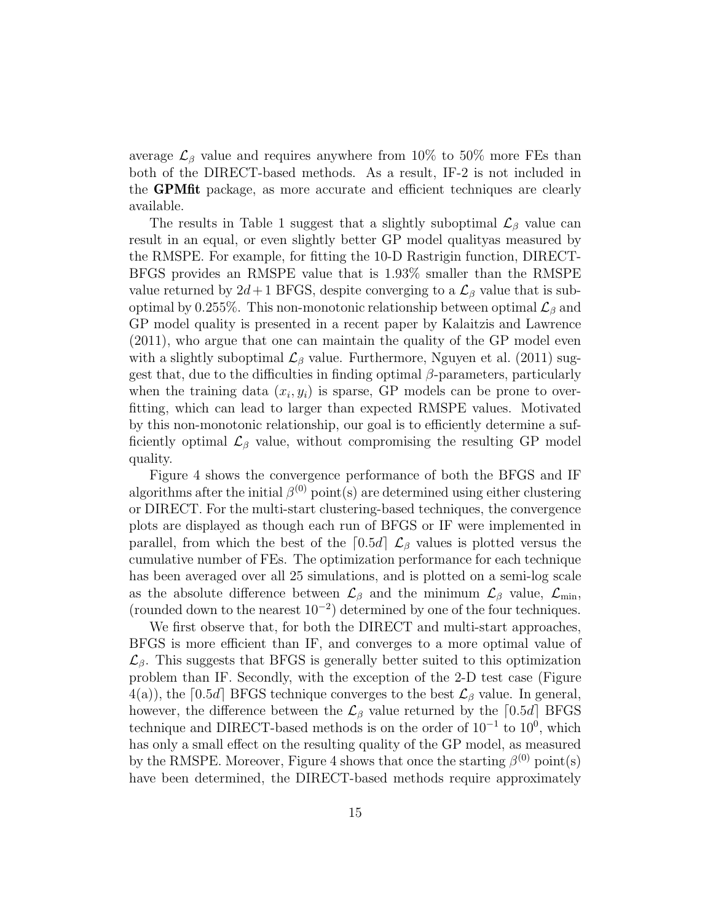average $\mathcal{L}_\beta$ value and requires anywhere from 10% to 50% more FEs than both of the DIRECT-based methods. As a result, IF-2 is not included in the **GPMfit** package, as more accurate and efficient techniques are clearly available.

The results in Table 1 suggest that a slightly suboptimal $\mathcal{L}_\beta$ value can result in an equal, or even slightly better GP model qualityas measured by the RMSPE. For example, for fitting the 10-D Rastrigin function, DIRECT-BFGS provides an RMSPE value that is 1.93% smaller than the RMSPE value returned by $2d+1$ BFGS, despite converging to a $\mathcal{L}_\beta$ value that is suboptimal by 0.255%. This non-monotonic relationship between optimal $\mathcal{L}_\beta$ and GP model quality is presented in a recent paper by Kalaitzis and Lawrence (2011), who argue that one can maintain the quality of the GP model even with a slightly suboptimal $\mathcal{L}_\beta$ value. Furthermore, Nguyen et al. (2011) suggest that, due to the difficulties in finding optimal $\beta$-parameters, particularly when the training data $(x_i, y_i)$ is sparse, GP models can be prone to overfitting, which can lead to larger than expected RMSPE values. Motivated by this non-monotonic relationship, our goal is to efficiently determine a sufficiently optimal $\mathcal{L}_\beta$ value, without compromising the resulting GP model quality.

Figure 4 shows the convergence performance of both the BFGS and IF algorithms after the initial $\beta^{(0)}$ point(s) are determined using either clustering or DIRECT. For the multi-start clustering-based techniques, the convergence plots are displayed as though each run of BFGS or IF were implemented in parallel, from which the best of the $\lceil 0.5d \rceil$ $\mathcal{L}_\beta$ values is plotted versus the cumulative number of FEs. The optimization performance for each technique has been averaged over all 25 simulations, and is plotted on a semi-log scale as the absolute difference between $\mathcal{L}_\beta$ and the minimum $\mathcal{L}_\beta$ value, $\mathcal{L}_{\min}$, (rounded down to the nearest $10^{-2}$) determined by one of the four techniques.

We first observe that, for both the DIRECT and multi-start approaches, BFGS is more efficient than IF, and converges to a more optimal value of $\mathcal{L}_\beta$. This suggests that BFGS is generally better suited to this optimization problem than IF. Secondly, with the exception of the 2-D test case (Figure 4(a)), the $\lceil 0.5d \rceil$ BFGS technique converges to the best $\mathcal{L}_\beta$ value. In general, however, the difference between the $\mathcal{L}_\beta$ value returned by the $\lceil 0.5d \rceil$ BFGS technique and DIRECT-based methods is on the order of $10^{-1}$ to $10^{0}$, which has only a small effect on the resulting quality of the GP model, as measured by the RMSPE. Moreover, Figure 4 shows that once the starting $\beta^{(0)}$ point(s) have been determined, the DIRECT-based methods require approximately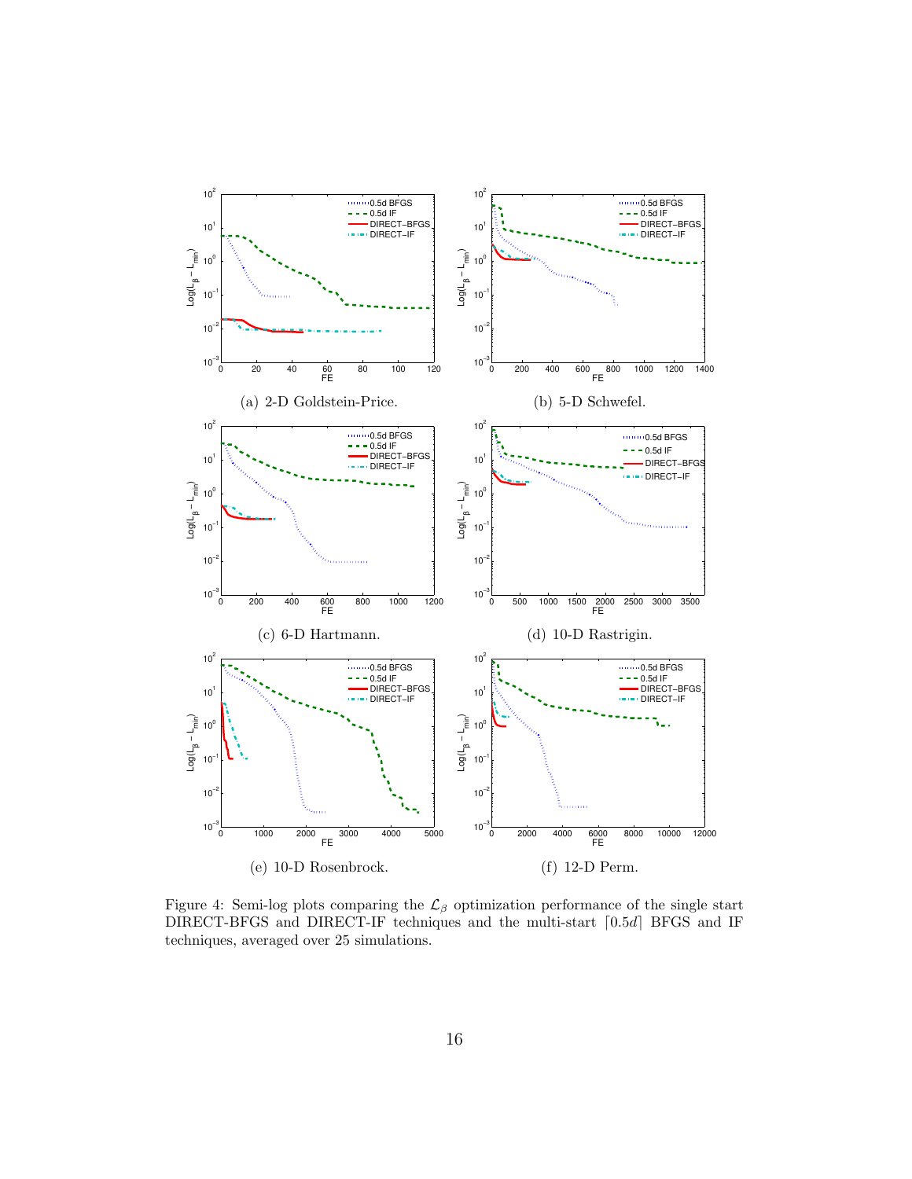(a) 2-D Goldstein-Price.

(b) 5-D Schwefel.

(c) 6-D Hartmann.

(d) 10-D Rastrigin.

(e) 10-D Rosenbrock.

(f) 12-D Perm.

Figure 4: Semi-log plots comparing the $\mathcal{L}_\beta$ optimization performance of the single start DIRECT-BFGS and DIRECT-IF techniques and the multi-start $\lceil 0.5d \rceil$ BFGS and IF techniques, averaged over 25 simulations.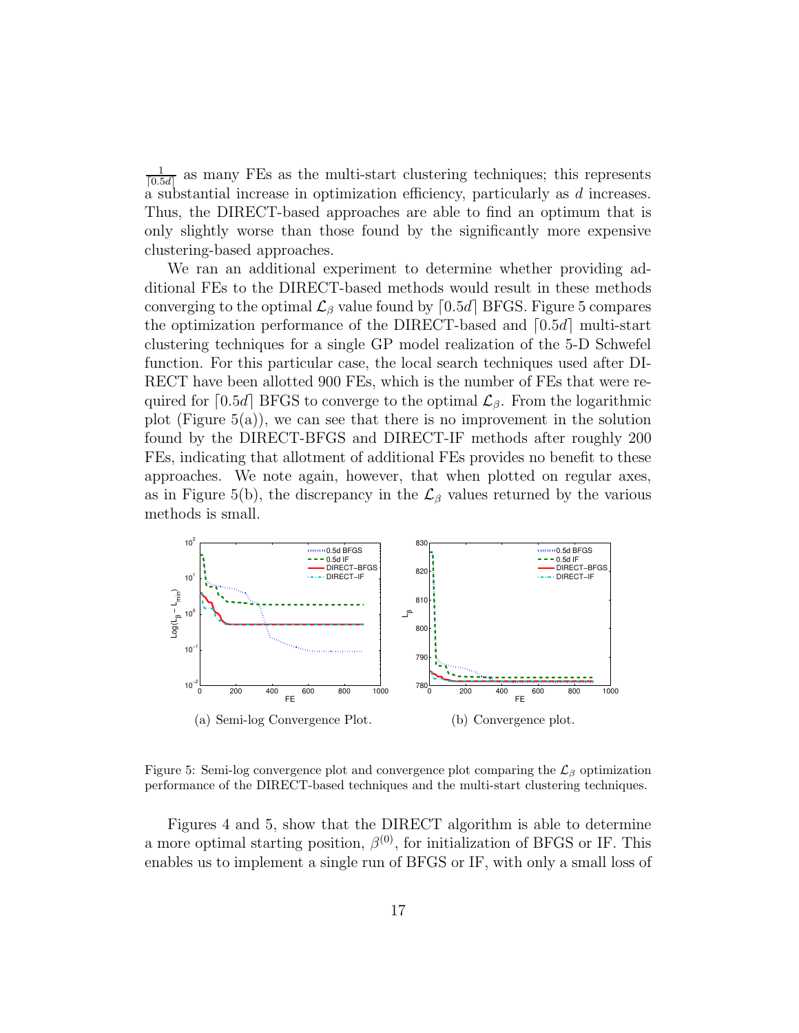$\frac{1}{\lceil 0.5d \rceil}$ as many FEs as the multi-start clustering techniques; this represents a substantial increase in optimization efficiency, particularly as $d$ increases. Thus, the DIRECT-based approaches are able to find an optimum that is only slightly worse than those found by the significantly more expensive clustering-based approaches.

We ran an additional experiment to determine whether providing additional FEs to the DIRECT-based methods would result in these methods converging to the optimal $\mathcal{L}_\beta$ value found by $\lceil 0.5d \rceil$ BFGS. Figure 5 compares the optimization performance of the DIRECT-based and $\lceil 0.5d \rceil$ multi-start clustering techniques for a single GP model realization of the 5-D Schwefel function. For this particular case, the local search techniques used after DIRECT have been allotted 900 FEs, which is the number of FEs that were required for $\lceil 0.5d \rceil$ BFGS to converge to the optimal $\mathcal{L}_\beta$. From the logarithmic plot (Figure 5(a)), we can see that there is no improvement in the solution found by the DIRECT-BFGS and DIRECT-IF methods after roughly 200 FEs, indicating that allotment of additional FEs provides no benefit to these approaches. We note again, however, that when plotted on regular axes, as in Figure 5(b), the discrepancy in the $\mathcal{L}_\beta$ values returned by the various methods is small.

(a) Semi-log Convergence Plot.

(b) Convergence plot.

Figure 5: Semi-log convergence plot and convergence plot comparing the $\mathcal{L}_\beta$ optimization performance of the DIRECT-based techniques and the multi-start clustering techniques.

Figures 4 and 5, show that the DIRECT algorithm is able to determine a more optimal starting position, $\beta^{(0)}$, for initialization of BFGS or IF. This enables us to implement a single run of BFGS or IF, with only a small loss of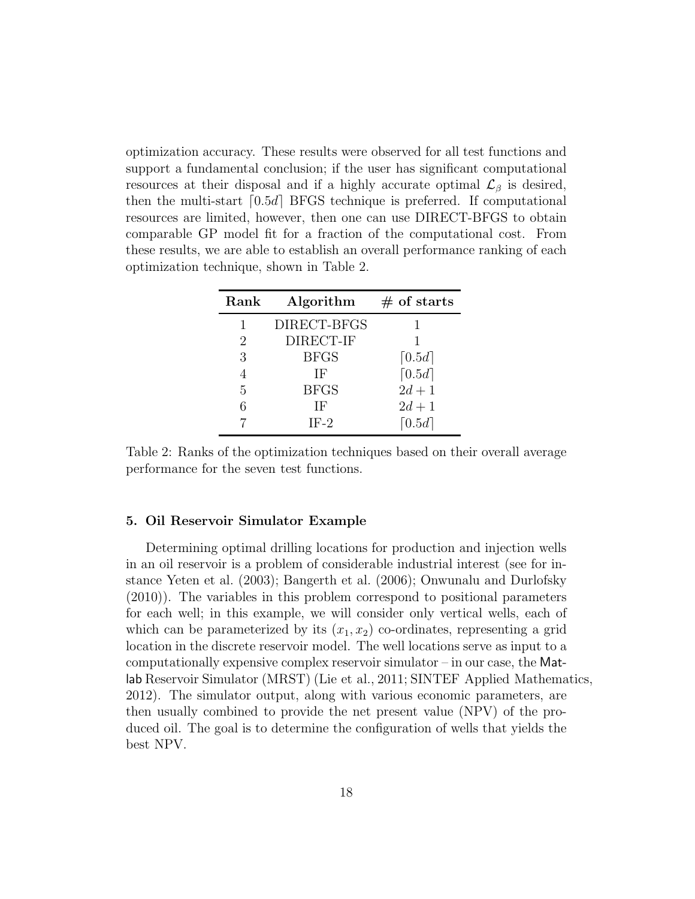optimization accuracy. These results were observed for all test functions and support a fundamental conclusion; if the user has significant computational resources at their disposal and if a highly accurate optimal $\mathcal{L}_\beta$ is desired, then the multi-start $\lceil 0.5d \rceil$ BFGS technique is preferred. If computational resources are limited, however, then one can use DIRECT-BFGS to obtain comparable GP model fit for a fraction of the computational cost. From these results, we are able to establish an overall performance ranking of each optimization technique, shown in Table 2.

| Rank | Algorithm | # of starts |
|---|---|---|
| 1 | DIRECT-BFGS | 1 |
| 2 | DIRECT-IF | 1 |
| 3 | BFGS | $\lceil 0.5d \rceil$ |
| 4 | IF | $\lceil 0.5d \rceil$ |
| 5 | BFGS | $2d+1$ |
| 6 | IF | $2d+1$ |
| 7 | IF-2 | $\lceil 0.5d \rceil$ |

Table 2: Ranks of the optimization techniques based on their overall average performance for the seven test functions.

## 5. Oil Reservoir Simulator Example

Determining optimal drilling locations for production and injection wells in an oil reservoir is a problem of considerable industrial interest (see for instance Yeten et al. (2003); Bangerth et al. (2006); Onwunalu and Durlofsky (2010)). The variables in this problem correspond to positional parameters for each well; in this example, we will consider only vertical wells, each of which can be parameterized by its $(x_1, x_2)$ co-ordinates, representing a grid location in the discrete reservoir model. The well locations serve as input to a computationally expensive complex reservoir simulator – in our case, the Matlab Reservoir Simulator (MRST) (Lie et al., 2011; SINTEF Applied Mathematics, 2012). The simulator output, along with various economic parameters, are then usually combined to provide the net present value (NPV) of the produced oil. The goal is to determine the configuration of wells that yields the best NPV.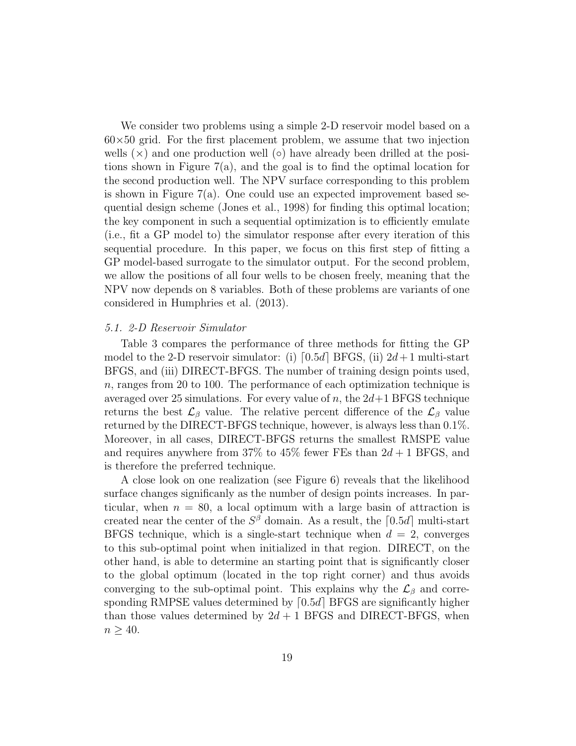We consider two problems using a simple 2-D reservoir model based on a $60 \times 50$ grid. For the first placement problem, we assume that two injection wells ($\times$) and one production well ($\circ$) have already been drilled at the positions shown in Figure 7(a), and the goal is to find the optimal location for the second production well. The NPV surface corresponding to this problem is shown in Figure 7(a). One could use an expected improvement based sequential design scheme (Jones et al., 1998) for finding this optimal location; the key component in such a sequential optimization is to efficiently emulate (i.e., fit a GP model to) the simulator response after every iteration of this sequential procedure. In this paper, we focus on this first step of fitting a GP model-based surrogate to the simulator output. For the second problem, we allow the positions of all four wells to be chosen freely, meaning that the NPV now depends on 8 variables. Both of these problems are variants of one considered in Humphries et al. (2013).

### *5.1. 2-D Reservoir Simulator*

Table 3 compares the performance of three methods for fitting the GP model to the 2-D reservoir simulator: (i) $\lceil 0.5d \rceil$ BFGS, (ii) $2d+1$ multi-start BFGS, and (iii) DIRECT-BFGS. The number of training design points used, $n$, ranges from 20 to 100. The performance of each optimization technique is averaged over 25 simulations. For every value of $n$, the $2d+1$ BFGS technique returns the best $\mathcal{L}_\beta$ value. The relative percent difference of the $\mathcal{L}_\beta$ value returned by the DIRECT-BFGS technique, however, is always less than 0.1%. Moreover, in all cases, DIRECT-BFGS returns the smallest RMSPE value and requires anywhere from 37% to 45% fewer FEs than $2d+1$ BFGS, and is therefore the preferred technique.

A close look on one realization (see Figure 6) reveals that the likelihood surface changes significanly as the number of design points increases. In particular, when $n = 80$, a local optimum with a large basin of attraction is created near the center of the $S^\beta$ domain. As a result, the $\lceil 0.5d \rceil$ multi-start BFGS technique, which is a single-start technique when $d = 2$, converges to this sub-optimal point when initialized in that region. DIRECT, on the other hand, is able to determine an starting point that is significantly closer to the global optimum (located in the top right corner) and thus avoids converging to the sub-optimal point. This explains why the $\mathcal{L}_\beta$ and corresponding RMPSE values determined by $\lceil 0.5d \rceil$ BFGS are significantly higher than those values determined by $2d+1$ BFGS and DIRECT-BFGS, when $n \geq 40$.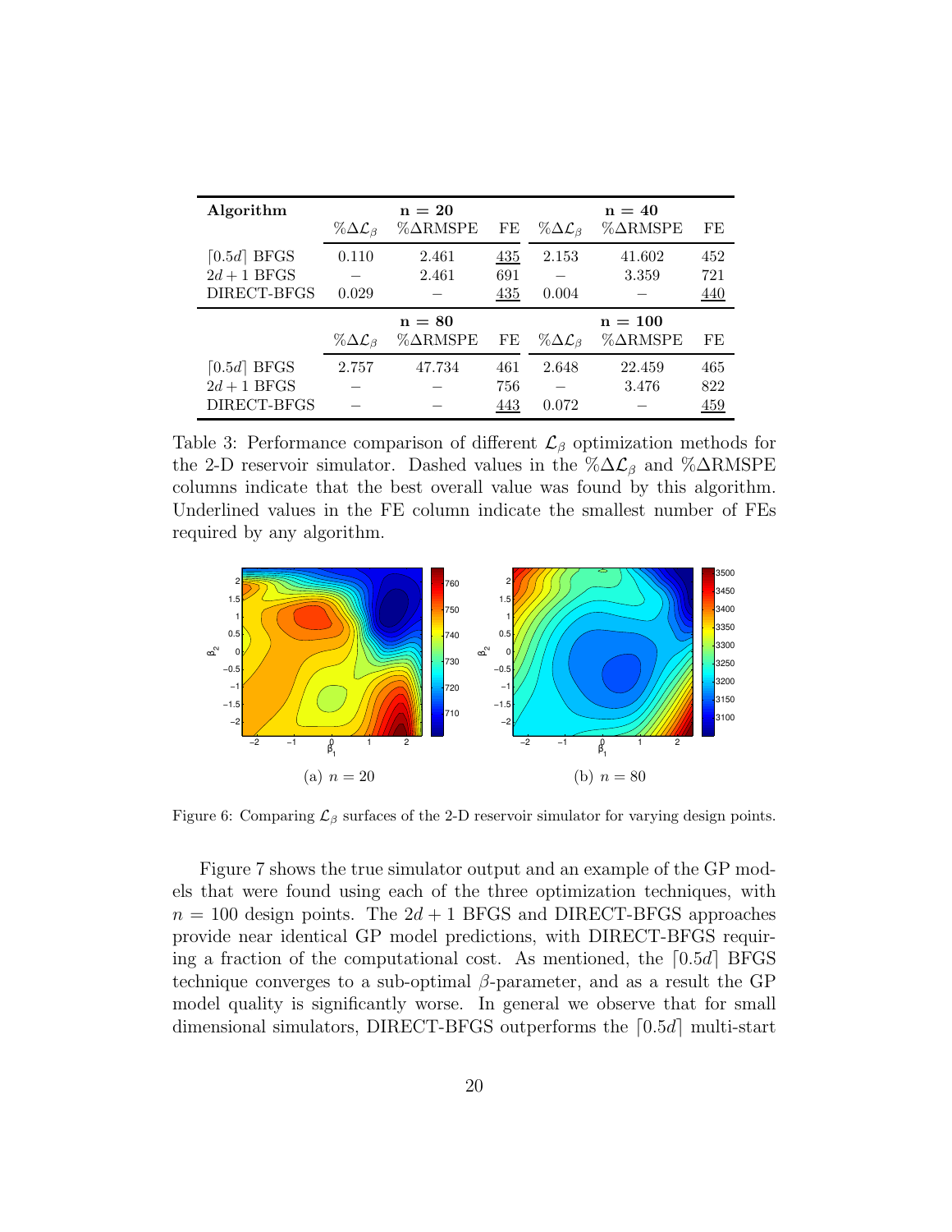| **Algorithm** | | **n = 20** | | | **n = 40** | |
|---|---|---|---|---|---|---|
| | $\%\Delta\mathcal{L}_\beta$ | $\%\Delta$RMSPE | FE | $\%\Delta\mathcal{L}_\beta$ | $\%\Delta$RMSPE | FE |
| $\lceil 0.5d \rceil$ BFGS | 0.110 | 2.461 | <u>435</u> | 2.153 | 41.602 | 452 |
| $2d+1$ BFGS | – | 2.461 | 691 | – | 3.359 | 721 |
| DIRECT-BFGS | 0.029 | – | <u>435</u> | 0.004 | – | <u>440</u> |
| | | **n = 80** | | | **n = 100** | |
| | $\%\Delta\mathcal{L}_\beta$ | $\%\Delta$RMSPE | FE | $\%\Delta\mathcal{L}_\beta$ | $\%\Delta$RMSPE | FE |
| $\lceil 0.5d \rceil$ BFGS | 2.757 | 47.734 | 461 | 2.648 | 22.459 | 465 |
| $2d+1$ BFGS | – | – | 756 | – | 3.476 | 822 |
| DIRECT-BFGS | – | – | <u>443</u> | 0.072 | – | <u>459</u> |

Table 3: Performance comparison of different $\mathcal{L}_\beta$ optimization methods for the 2-D reservoir simulator. Dashed values in the $\%\Delta\mathcal{L}_\beta$ and $\%\Delta$RMSPE columns indicate that the best overall value was found by this algorithm. Underlined values in the FE column indicate the smallest number of FEs required by any algorithm.

(a) $n = 20$

(b) $n = 80$

Figure 6: Comparing $\mathcal{L}_\beta$ surfaces of the 2-D reservoir simulator for varying design points.

Figure 7 shows the true simulator output and an example of the GP models that were found using each of the three optimization techniques, with $n = 100$ design points. The $2d+1$ BFGS and DIRECT-BFGS approaches provide near identical GP model predictions, with DIRECT-BFGS requiring a fraction of the computational cost. As mentioned, the $\lceil 0.5d \rceil$ BFGS technique converges to a sub-optimal $\beta$-parameter, and as a result the GP model quality is significantly worse. In general we observe that for small dimensional simulators, DIRECT-BFGS outperforms the $\lceil 0.5d \rceil$ multi-start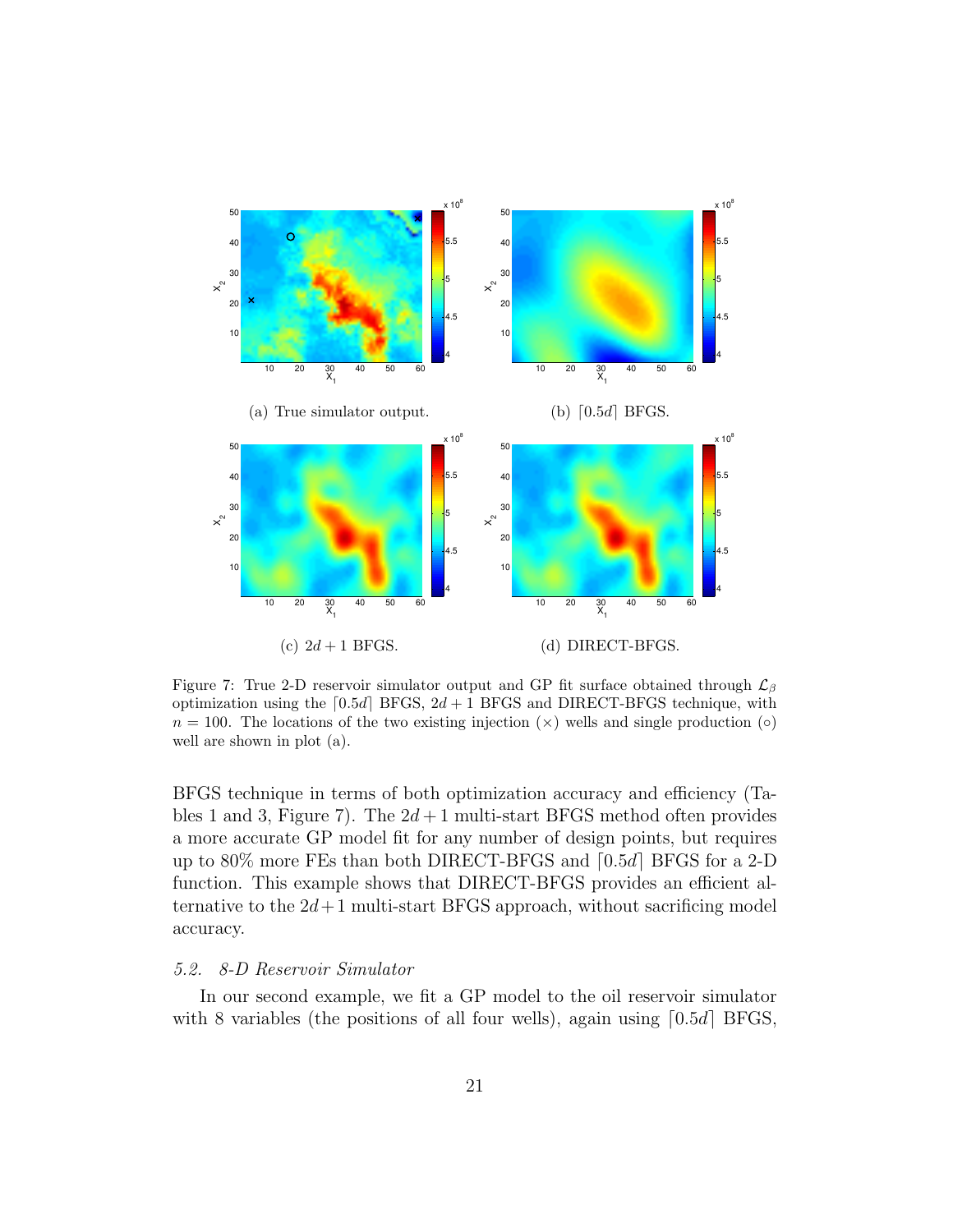(a) True simulator output.

(b) $\lceil 0.5d \rceil$ BFGS.

(c) $2d + 1$ BFGS.

(d) DIRECT-BFGS.

Figure 7: True 2-D reservoir simulator output and GP fit surface obtained through $\mathcal{L}_\beta$ optimization using the $\lceil 0.5d \rceil$ BFGS, $2d + 1$ BFGS and DIRECT-BFGS technique, with $n = 100$. The locations of the two existing injection ($\times$) wells and single production ($\circ$) well are shown in plot (a).

BFGS technique in terms of both optimization accuracy and efficiency (Tables 1 and 3, Figure 7). The $2d+1$ multi-start BFGS method often provides a more accurate GP model fit for any number of design points, but requires up to 80% more FEs than both DIRECT-BFGS and $\lceil 0.5d \rceil$ BFGS for a 2-D function. This example shows that DIRECT-BFGS provides an efficient alternative to the $2d+1$ multi-start BFGS approach, without sacrificing model accuracy.

### *5.2. 8-D Reservoir Simulator*

In our second example, we fit a GP model to the oil reservoir simulator with 8 variables (the positions of all four wells), again using $\lceil 0.5d \rceil$ BFGS,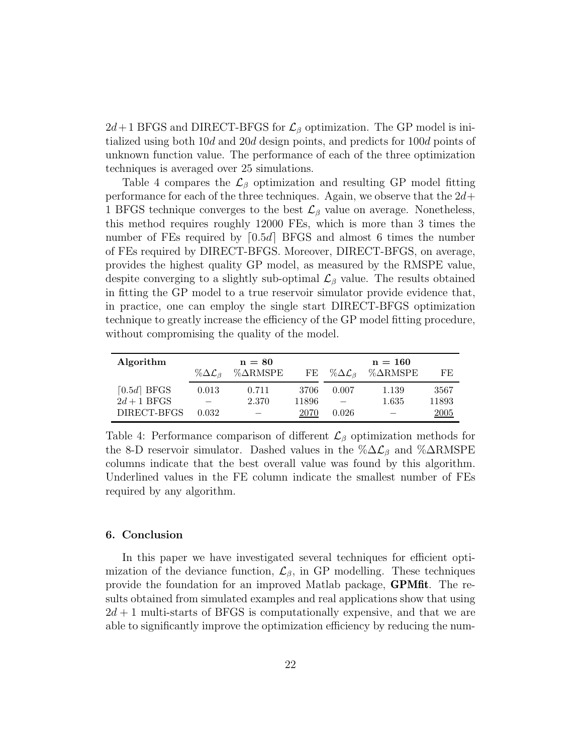$2d+1$ BFGS and DIRECT-BFGS for $\mathcal{L}_\beta$ optimization. The GP model is initialized using both $10d$ and $20d$ design points, and predicts for $100d$ points of unknown function value. The performance of each of the three optimization techniques is averaged over 25 simulations.

Table 4 compares the $\mathcal{L}_\beta$ optimization and resulting GP model fitting performance for each of the three techniques. Again, we observe that the $2d+1$ BFGS technique converges to the best $\mathcal{L}_\beta$ value on average. Nonetheless, this method requires roughly 12000 FEs, which is more than 3 times the number of FEs required by $\lceil 0.5d \rceil$ BFGS and almost 6 times the number of FEs required by DIRECT-BFGS. Moreover, DIRECT-BFGS, on average, provides the highest quality GP model, as measured by the RMSPE value, despite converging to a slightly sub-optimal $\mathcal{L}_\beta$ value. The results obtained in fitting the GP model to a true reservoir simulator provide evidence that, in practice, one can employ the single start DIRECT-BFGS optimization technique to greatly increase the efficiency of the GP model fitting procedure, without compromising the quality of the model.

| **Algorithm** | **n = 80** | | | **n = 160** | | |
|---|---|---|---|---|---|---|
| | $\%\Delta\mathcal{L}_\beta$ | %ΔRMSPE | FE | $\%\Delta\mathcal{L}_\beta$ | %ΔRMSPE | FE |
| $\lceil 0.5d \rceil$ BFGS | 0.013 | 0.711 | 3706 | 0.007 | 1.139 | 3567 |
| $2d+1$ BFGS | – | 2.370 | 11896 | – | 1.635 | 11893 |
| DIRECT-BFGS | 0.032 | – | <u>2070</u> | 0.026 | – | <u>2005</u> |

Table 4: Performance comparison of different $\mathcal{L}_\beta$ optimization methods for the 8-D reservoir simulator. Dashed values in the $\%\Delta\mathcal{L}_\beta$ and %ΔRMSPE columns indicate that the best overall value was found by this algorithm. Underlined values in the FE column indicate the smallest number of FEs required by any algorithm.

## 6. Conclusion

In this paper we have investigated several techniques for efficient optimization of the deviance function, $\mathcal{L}_\beta$, in GP modelling. These techniques provide the foundation for an improved Matlab package, **GPMfit**. The results obtained from simulated examples and real applications show that using $2d+1$ multi-starts of BFGS is computationally expensive, and that we are able to significantly improve the optimization efficiency by reducing the num-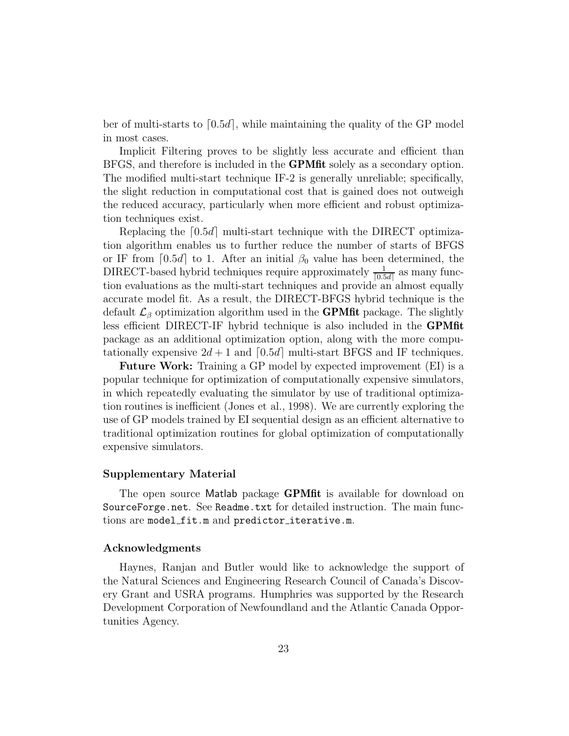ber of multi-starts to $\lceil 0.5d \rceil$, while maintaining the quality of the GP model in most cases.

Implicit Filtering proves to be slightly less accurate and efficient than BFGS, and therefore is included in the **GPMfit** solely as a secondary option. The modified multi-start technique IF-2 is generally unreliable; specifically, the slight reduction in computational cost that is gained does not outweigh the reduced accuracy, particularly when more efficient and robust optimization techniques exist.

Replacing the $\lceil 0.5d \rceil$ multi-start technique with the DIRECT optimization algorithm enables us to further reduce the number of starts of BFGS or IF from $\lceil 0.5d \rceil$ to 1. After an initial $\beta_0$ value has been determined, the DIRECT-based hybrid techniques require approximately $\frac{1}{\lceil 0.5d \rceil}$ as many function evaluations as the multi-start techniques and provide an almost equally accurate model fit. As a result, the DIRECT-BFGS hybrid technique is the default $\mathcal{L}_\beta$ optimization algorithm used in the **GPMfit** package. The slightly less efficient DIRECT-IF hybrid technique is also included in the **GPMfit** package as an additional optimization option, along with the more computationally expensive $2d+1$ and $\lceil 0.5d \rceil$ multi-start BFGS and IF techniques.

**Future Work:** Training a GP model by expected improvement (EI) is a popular technique for optimization of computationally expensive simulators, in which repeatedly evaluating the simulator by use of traditional optimization routines is inefficient (Jones et al., 1998). We are currently exploring the use of GP models trained by EI sequential design as an efficient alternative to traditional optimization routines for global optimization of computationally expensive simulators.

### Supplementary Material

The open source Matlab package **GPMfit** is available for download on `SourceForge.net`. See `Readme.txt` for detailed instruction. The main functions are `model_fit.m` and `predictor_iterative.m`.

### Acknowledgments

Haynes, Ranjan and Butler would like to acknowledge the support of the Natural Sciences and Engineering Research Council of Canada's Discovery Grant and USRA programs. Humphries was supported by the Research Development Corporation of Newfoundland and the Atlantic Canada Opportunities Agency.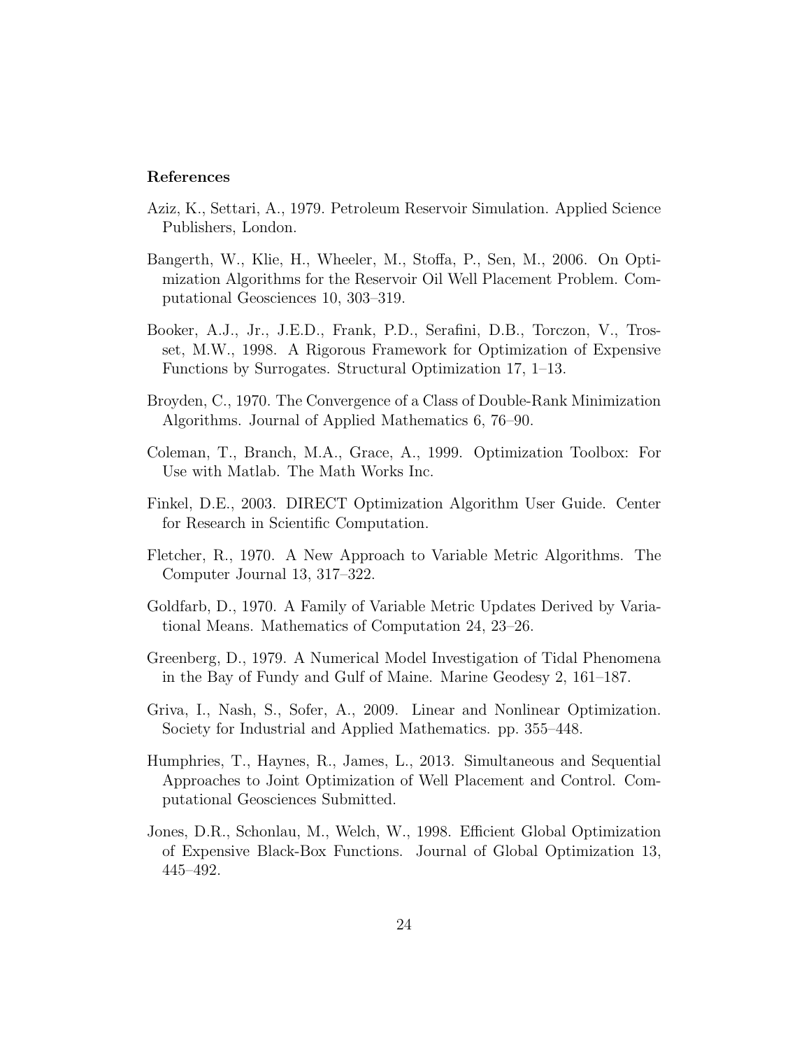## References

Aziz, K., Settari, A., 1979. Petroleum Reservoir Simulation. Applied Science Publishers, London.

Bangerth, W., Klie, H., Wheeler, M., Stoffa, P., Sen, M., 2006. On Optimization Algorithms for the Reservoir Oil Well Placement Problem. Computational Geosciences 10, 303–319.

Booker, A.J., Jr., J.E.D., Frank, P.D., Serafini, D.B., Torczon, V., Trosset, M.W., 1998. A Rigorous Framework for Optimization of Expensive Functions by Surrogates. Structural Optimization 17, 1–13.

Broyden, C., 1970. The Convergence of a Class of Double-Rank Minimization Algorithms. Journal of Applied Mathematics 6, 76–90.

Coleman, T., Branch, M.A., Grace, A., 1999. Optimization Toolbox: For Use with Matlab. The Math Works Inc.

Finkel, D.E., 2003. DIRECT Optimization Algorithm User Guide. Center for Research in Scientific Computation.

Fletcher, R., 1970. A New Approach to Variable Metric Algorithms. The Computer Journal 13, 317–322.

Goldfarb, D., 1970. A Family of Variable Metric Updates Derived by Variational Means. Mathematics of Computation 24, 23–26.

Greenberg, D., 1979. A Numerical Model Investigation of Tidal Phenomena in the Bay of Fundy and Gulf of Maine. Marine Geodesy 2, 161–187.

Griva, I., Nash, S., Sofer, A., 2009. Linear and Nonlinear Optimization. Society for Industrial and Applied Mathematics. pp. 355–448.

Humphries, T., Haynes, R., James, L., 2013. Simultaneous and Sequential Approaches to Joint Optimization of Well Placement and Control. Computational Geosciences Submitted.

Jones, D.R., Schonlau, M., Welch, W., 1998. Efficient Global Optimization of Expensive Black-Box Functions. Journal of Global Optimization 13, 445–492.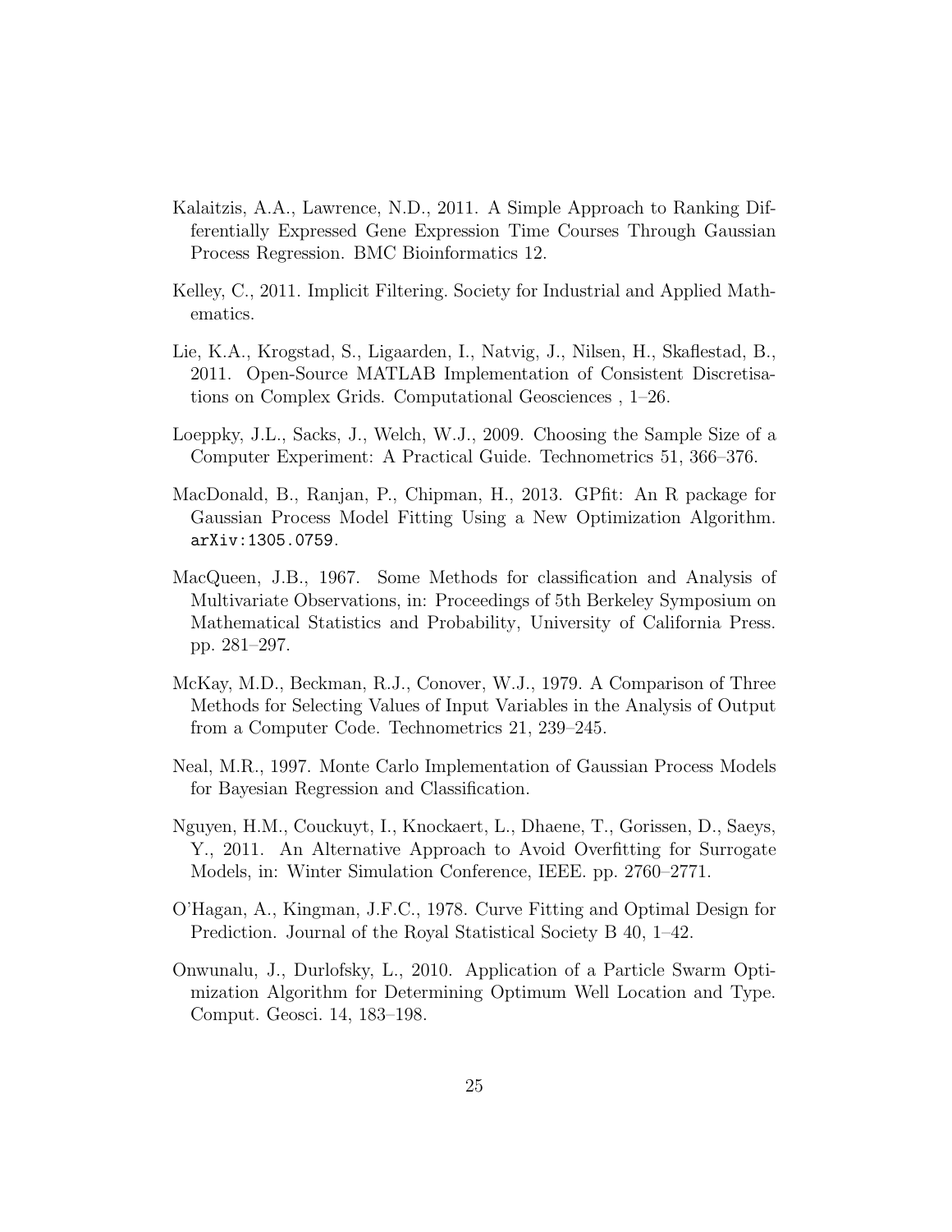Kalaitzis, A.A., Lawrence, N.D., 2011. A Simple Approach to Ranking Differentially Expressed Gene Expression Time Courses Through Gaussian Process Regression. BMC Bioinformatics 12.

Kelley, C., 2011. Implicit Filtering. Society for Industrial and Applied Mathematics.

Lie, K.A., Krogstad, S., Ligaarden, I., Natvig, J., Nilsen, H., Skaflestad, B., 2011. Open-Source MATLAB Implementation of Consistent Discretisations on Complex Grids. Computational Geosciences , 1–26.

Loeppky, J.L., Sacks, J., Welch, W.J., 2009. Choosing the Sample Size of a Computer Experiment: A Practical Guide. Technometrics 51, 366–376.

MacDonald, B., Ranjan, P., Chipman, H., 2013. GPfit: An R package for Gaussian Process Model Fitting Using a New Optimization Algorithm. arXiv:1305.0759.

MacQueen, J.B., 1967. Some Methods for classification and Analysis of Multivariate Observations, in: Proceedings of 5th Berkeley Symposium on Mathematical Statistics and Probability, University of California Press. pp. 281–297.

McKay, M.D., Beckman, R.J., Conover, W.J., 1979. A Comparison of Three Methods for Selecting Values of Input Variables in the Analysis of Output from a Computer Code. Technometrics 21, 239–245.

Neal, M.R., 1997. Monte Carlo Implementation of Gaussian Process Models for Bayesian Regression and Classification.

Nguyen, H.M., Couckuyt, I., Knockaert, L., Dhaene, T., Gorissen, D., Saeys, Y., 2011. An Alternative Approach to Avoid Overfitting for Surrogate Models, in: Winter Simulation Conference, IEEE. pp. 2760–2771.

O'Hagan, A., Kingman, J.F.C., 1978. Curve Fitting and Optimal Design for Prediction. Journal of the Royal Statistical Society B 40, 1–42.

Onwunalu, J., Durlofsky, L., 2010. Application of a Particle Swarm Optimization Algorithm for Determining Optimum Well Location and Type. Comput. Geosci. 14, 183–198.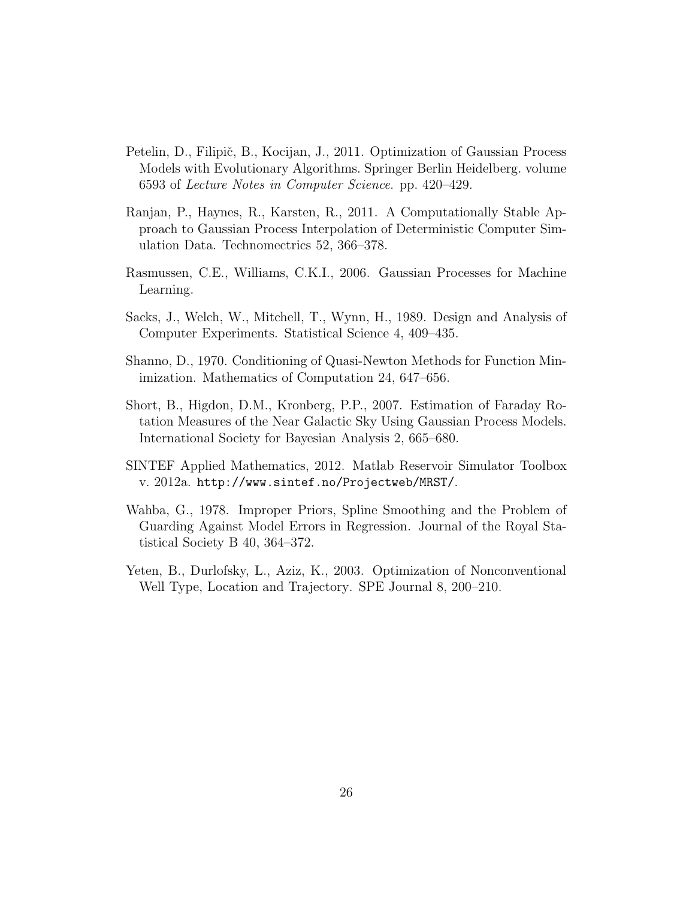Petelin, D., Filipič, B., Kocijan, J., 2011. Optimization of Gaussian Process Models with Evolutionary Algorithms. Springer Berlin Heidelberg. volume 6593 of *Lecture Notes in Computer Science*. pp. 420–429.

Ranjan, P., Haynes, R., Karsten, R., 2011. A Computationally Stable Approach to Gaussian Process Interpolation of Deterministic Computer Simulation Data. Technomectrics 52, 366–378.

Rasmussen, C.E., Williams, C.K.I., 2006. Gaussian Processes for Machine Learning.

Sacks, J., Welch, W., Mitchell, T., Wynn, H., 1989. Design and Analysis of Computer Experiments. Statistical Science 4, 409–435.

Shanno, D., 1970. Conditioning of Quasi-Newton Methods for Function Minimization. Mathematics of Computation 24, 647–656.

Short, B., Higdon, D.M., Kronberg, P.P., 2007. Estimation of Faraday Rotation Measures of the Near Galactic Sky Using Gaussian Process Models. International Society for Bayesian Analysis 2, 665–680.

SINTEF Applied Mathematics, 2012. Matlab Reservoir Simulator Toolbox v. 2012a. `http://www.sintef.no/Projectweb/MRST/`.

Wahba, G., 1978. Improper Priors, Spline Smoothing and the Problem of Guarding Against Model Errors in Regression. Journal of the Royal Statistical Society B 40, 364–372.

Yeten, B., Durlofsky, L., Aziz, K., 2003. Optimization of Nonconventional Well Type, Location and Trajectory. SPE Journal 8, 200–210.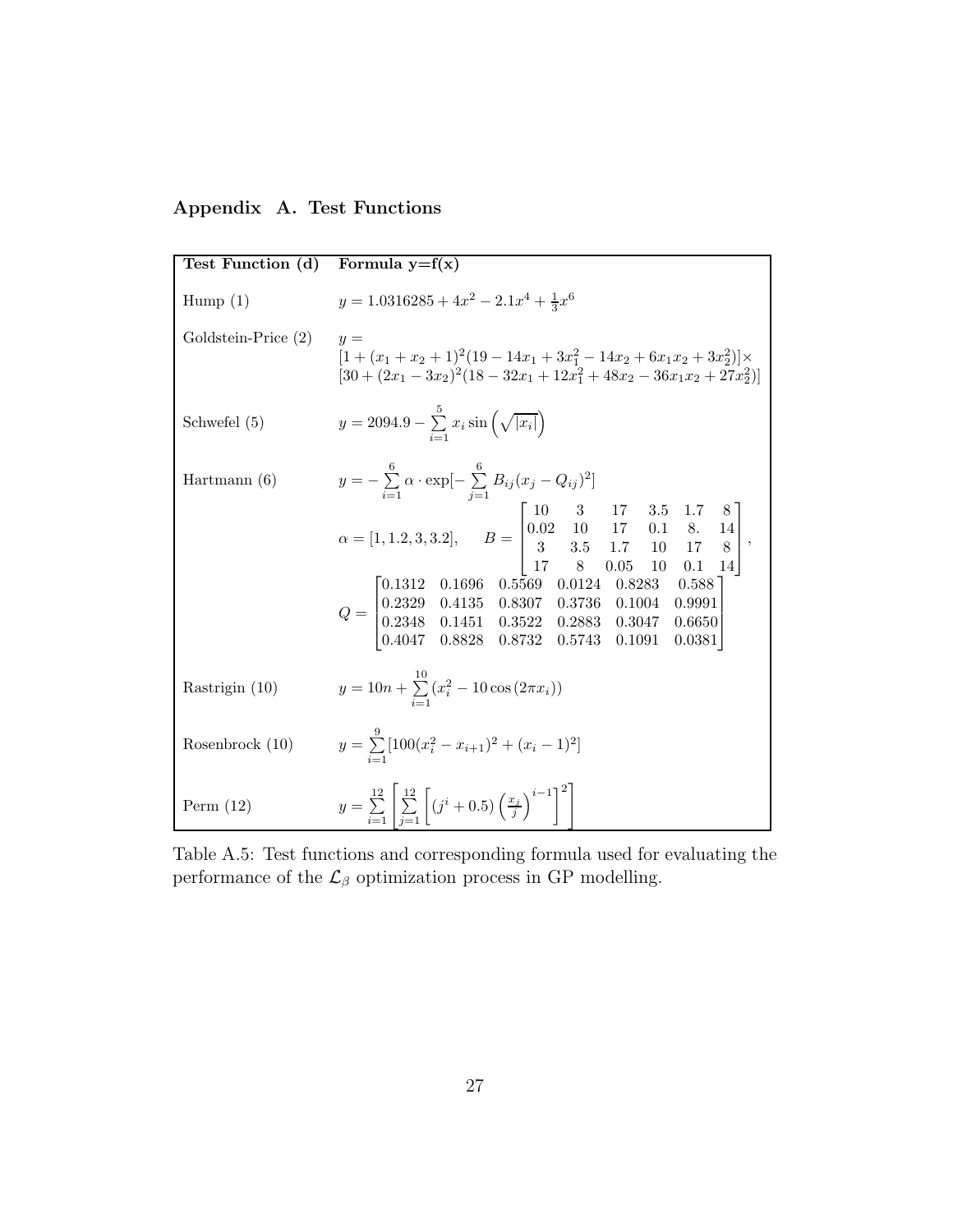## Appendix A. Test Functions

| Test Function (d) | Formula y=f(x) |
|---|---|
| Hump (1) | $y = 1.0316285 + 4x^2 - 2.1x^4 + \frac{1}{3}x^6$ |
| Goldstein-Price (2) | $y = [1 + (x_1 + x_2 + 1)^2(19 - 14x_1 + 3x_1^2 - 14x_2 + 6x_1x_2 + 3x_2^2)] \times [30 + (2x_1 - 3x_2)^2(18 - 32x_1 + 12x_1^2 + 48x_2 - 36x_1x_2 + 27x_2^2)]$ |
| Schwefel (5) | $y = 2094.9 - \sum_{i=1}^{5} x_i \sin\left(\sqrt{\lvert x_i \rvert}\right)$ |
| Hartmann (6) | $y = -\sum_{i=1}^{6} \alpha \cdot \exp[-\sum_{j=1}^{6} B_{ij}(x_j - Q_{ij})^2]$ <br> $\alpha = [1, 1.2, 3, 3.2], \quad B = \begin{bmatrix} 10 & 3 & 17 & 3.5 & 1.7 & 8 \\ 0.02 & 10 & 17 & 0.1 & 8. & 14 \\ 3 & 3.5 & 1.7 & 10 & 17 & 8 \\ 17 & 8 & 0.05 & 10 & 0.1 & 14 \end{bmatrix},$ <br> $Q = \begin{bmatrix} 0.1312 & 0.1696 & 0.5569 & 0.0124 & 0.8283 & 0.588 \\ 0.2329 & 0.4135 & 0.8307 & 0.3736 & 0.1004 & 0.9991 \\ 0.2348 & 0.1451 & 0.3522 & 0.2883 & 0.3047 & 0.6650 \\ 0.4047 & 0.8828 & 0.8732 & 0.5743 & 0.1091 & 0.0381 \end{bmatrix}$ |
| Rastrigin (10) | $y = 10n + \sum_{i=1}^{10} (x_i^2 - 10\cos(2\pi x_i))$ |
| Rosenbrock (10) | $y = \sum_{i=1}^{9} [100(x_i^2 - x_{i+1})^2 + (x_i - 1)^2]$ |
| Perm (12) | $y = \sum_{i=1}^{12} \left[ \sum_{j=1}^{12} \left[ (j^i + 0.5) \left( \frac{x_j}{j} \right)^{i-1} \right]^2 \right]$ |

Table A.5: Test functions and corresponding formula used for evaluating the performance of the $\mathcal{L}_\beta$ optimization process in GP modelling.